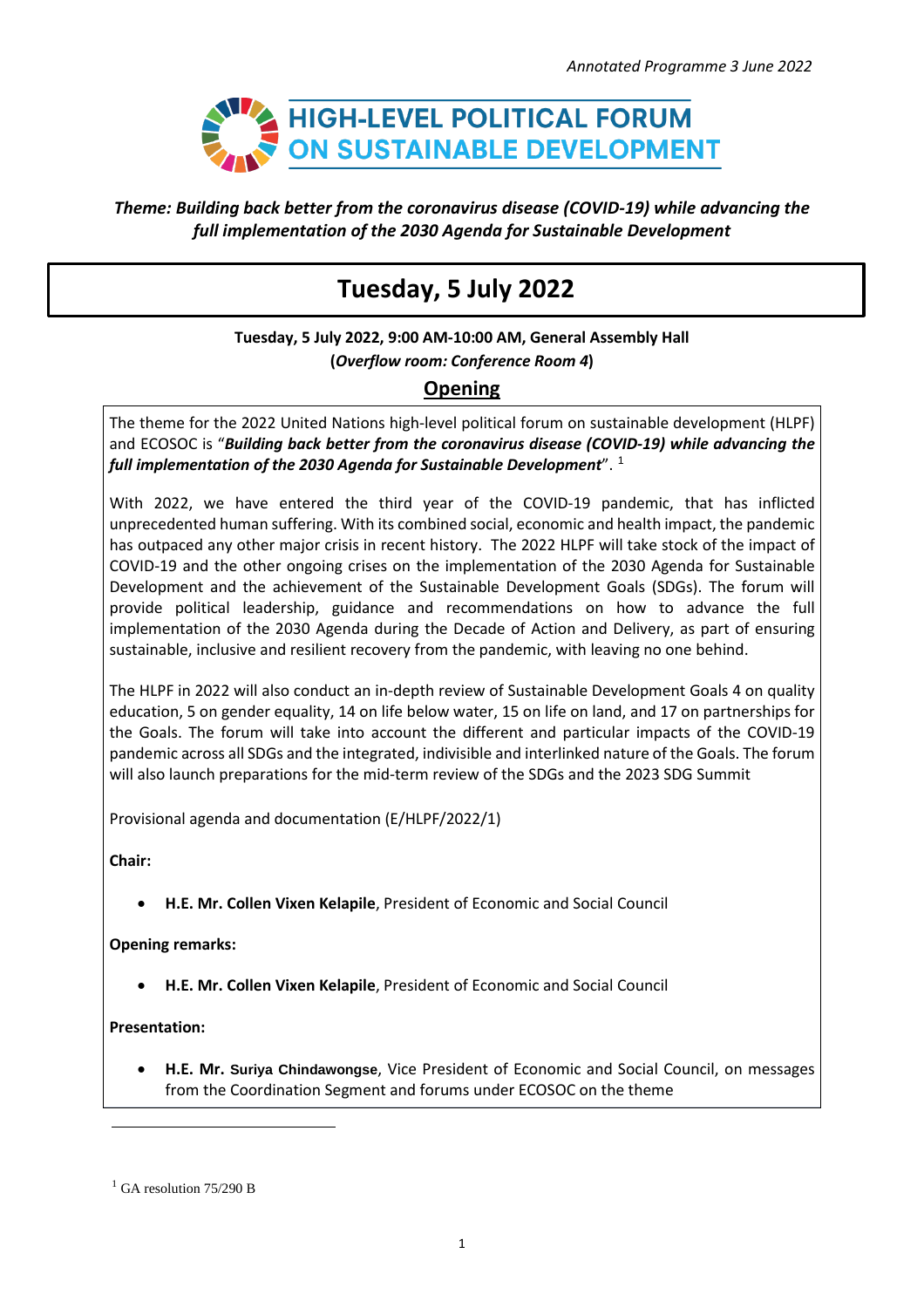*Annotated Programme 3 June 2022*

# HIGH-LEVEL POLITICAL FORUM ON SUSTAINABLE DEVELOPMENT

***Theme: Building back better from the coronavirus disease (COVID-19) while advancing the full implementation of the 2030 Agenda for Sustainable Development***

## Tuesday, 5 July 2022

**Tuesday, 5 July 2022, 9:00 AM-10:00 AM, General Assembly Hall**
**(*Overflow room: Conference Room 4*)**

### Opening

The theme for the 2022 United Nations high-level political forum on sustainable development (HLPF) and ECOSOC is "***Building back better from the coronavirus disease (COVID-19) while advancing the full implementation of the 2030 Agenda for Sustainable Development***". [1]

With 2022, we have entered the third year of the COVID-19 pandemic, that has inflicted unprecedented human suffering. With its combined social, economic and health impact, the pandemic has outpaced any other major crisis in recent history. The 2022 HLPF will take stock of the impact of COVID-19 and the other ongoing crises on the implementation of the 2030 Agenda for Sustainable Development and the achievement of the Sustainable Development Goals (SDGs). The forum will provide political leadership, guidance and recommendations on how to advance the full implementation of the 2030 Agenda during the Decade of Action and Delivery, as part of ensuring sustainable, inclusive and resilient recovery from the pandemic, with leaving no one behind.

The HLPF in 2022 will also conduct an in-depth review of Sustainable Development Goals 4 on quality education, 5 on gender equality, 14 on life below water, 15 on life on land, and 17 on partnerships for the Goals. The forum will take into account the different and particular impacts of the COVID-19 pandemic across all SDGs and the integrated, indivisible and interlinked nature of the Goals. The forum will also launch preparations for the mid-term review of the SDGs and the 2023 SDG Summit

Provisional agenda and documentation (E/HLPF/2022/1)

**Chair:**

- **H.E. Mr. Collen Vixen Kelapile**, President of Economic and Social Council

**Opening remarks:**

- **H.E. Mr. Collen Vixen Kelapile**, President of Economic and Social Council

**Presentation:**

- **H.E. Mr. Suriya Chindawongse**, Vice President of Economic and Social Council, on messages from the Coordination Segment and forums under ECOSOC on the theme

[1] GA resolution 75/290 B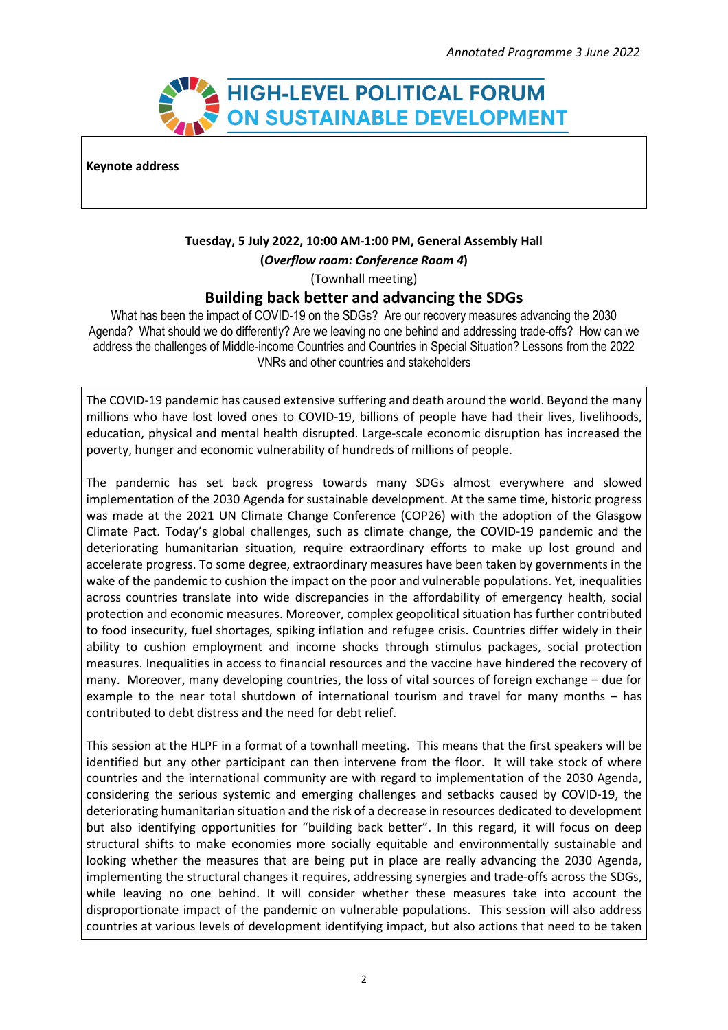*Annotated Programme 3 June 2022*

HIGH-LEVEL POLITICAL FORUM ON SUSTAINABLE DEVELOPMENT

**Keynote address**

**Tuesday, 5 July 2022, 10:00 AM-1:00 PM, General Assembly Hall**

**(*Overflow room: Conference Room 4*)**

(Townhall meeting)

## Building back better and advancing the SDGs

What has been the impact of COVID-19 on the SDGs? Are our recovery measures advancing the 2030 Agenda? What should we do differently? Are we leaving no one behind and addressing trade-offs? How can we address the challenges of Middle-income Countries and Countries in Special Situation? Lessons from the 2022 VNRs and other countries and stakeholders

The COVID-19 pandemic has caused extensive suffering and death around the world. Beyond the many millions who have lost loved ones to COVID-19, billions of people have had their lives, livelihoods, education, physical and mental health disrupted. Large-scale economic disruption has increased the poverty, hunger and economic vulnerability of hundreds of millions of people.

The pandemic has set back progress towards many SDGs almost everywhere and slowed implementation of the 2030 Agenda for sustainable development. At the same time, historic progress was made at the 2021 UN Climate Change Conference (COP26) with the adoption of the Glasgow Climate Pact. Today's global challenges, such as climate change, the COVID-19 pandemic and the deteriorating humanitarian situation, require extraordinary efforts to make up lost ground and accelerate progress. To some degree, extraordinary measures have been taken by governments in the wake of the pandemic to cushion the impact on the poor and vulnerable populations. Yet, inequalities across countries translate into wide discrepancies in the affordability of emergency health, social protection and economic measures. Moreover, complex geopolitical situation has further contributed to food insecurity, fuel shortages, spiking inflation and refugee crisis. Countries differ widely in their ability to cushion employment and income shocks through stimulus packages, social protection measures. Inequalities in access to financial resources and the vaccine have hindered the recovery of many. Moreover, many developing countries, the loss of vital sources of foreign exchange – due for example to the near total shutdown of international tourism and travel for many months – has contributed to debt distress and the need for debt relief.

This session at the HLPF in a format of a townhall meeting. This means that the first speakers will be identified but any other participant can then intervene from the floor. It will take stock of where countries and the international community are with regard to implementation of the 2030 Agenda, considering the serious systemic and emerging challenges and setbacks caused by COVID-19, the deteriorating humanitarian situation and the risk of a decrease in resources dedicated to development but also identifying opportunities for "building back better". In this regard, it will focus on deep structural shifts to make economies more socially equitable and environmentally sustainable and looking whether the measures that are being put in place are really advancing the 2030 Agenda, implementing the structural changes it requires, addressing synergies and trade-offs across the SDGs, while leaving no one behind. It will consider whether these measures take into account the disproportionate impact of the pandemic on vulnerable populations. This session will also address countries at various levels of development identifying impact, but also actions that need to be taken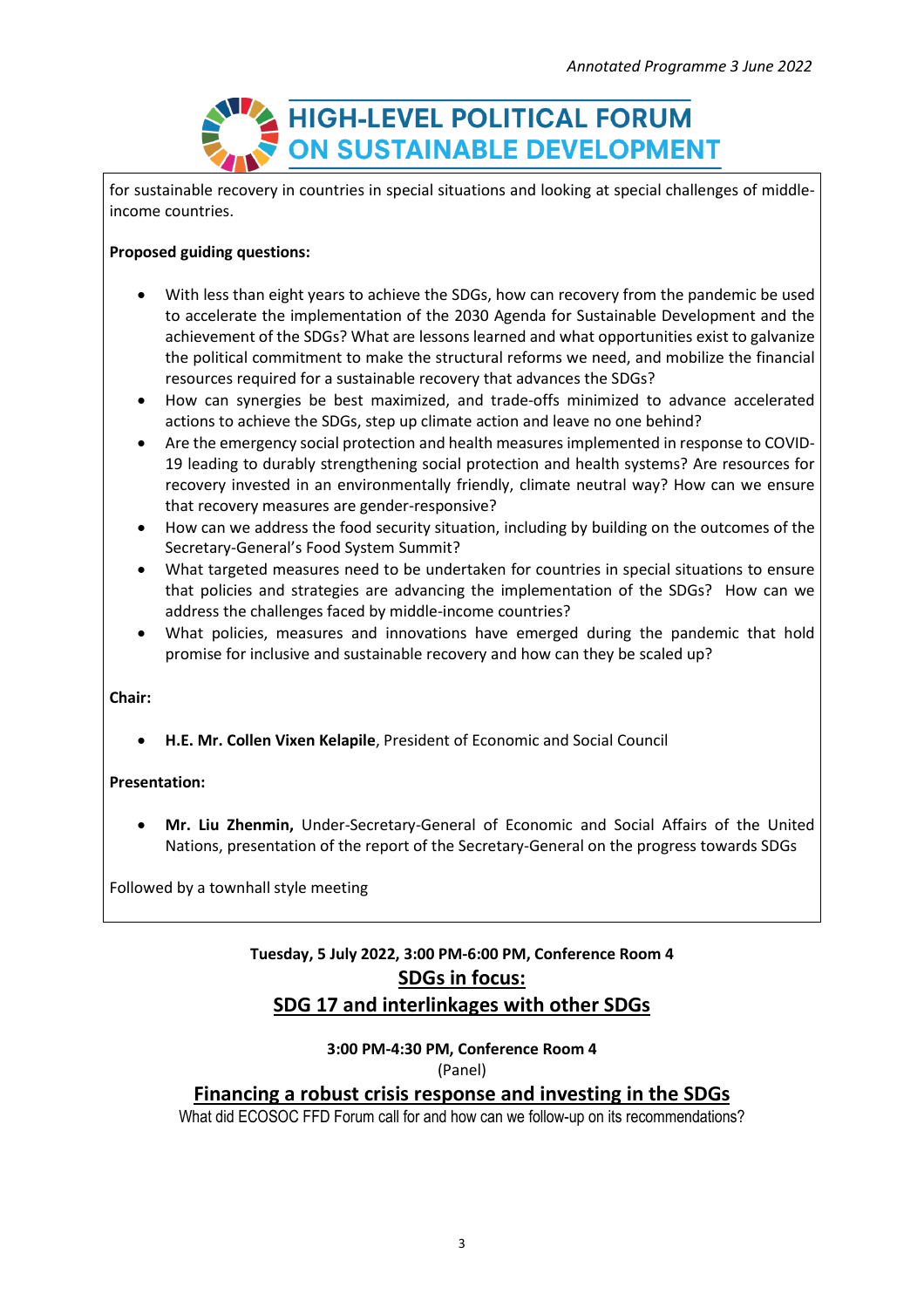for sustainable recovery in countries in special situations and looking at special challenges of middle-income countries.

**Proposed guiding questions:**

- With less than eight years to achieve the SDGs, how can recovery from the pandemic be used to accelerate the implementation of the 2030 Agenda for Sustainable Development and the achievement of the SDGs? What are lessons learned and what opportunities exist to galvanize the political commitment to make the structural reforms we need, and mobilize the financial resources required for a sustainable recovery that advances the SDGs?
- How can synergies be best maximized, and trade-offs minimized to advance accelerated actions to achieve the SDGs, step up climate action and leave no one behind?
- Are the emergency social protection and health measures implemented in response to COVID-19 leading to durably strengthening social protection and health systems? Are resources for recovery invested in an environmentally friendly, climate neutral way? How can we ensure that recovery measures are gender-responsive?
- How can we address the food security situation, including by building on the outcomes of the Secretary-General's Food System Summit?
- What targeted measures need to be undertaken for countries in special situations to ensure that policies and strategies are advancing the implementation of the SDGs? How can we address the challenges faced by middle-income countries?
- What policies, measures and innovations have emerged during the pandemic that hold promise for inclusive and sustainable recovery and how can they be scaled up?

**Chair:**

- **H.E. Mr. Collen Vixen Kelapile**, President of Economic and Social Council

**Presentation:**

- **Mr. Liu Zhenmin,** Under-Secretary-General of Economic and Social Affairs of the United Nations, presentation of the report of the Secretary-General on the progress towards SDGs

Followed by a townhall style meeting

**Tuesday, 5 July 2022, 3:00 PM-6:00 PM, Conference Room 4**

## SDGs in focus: SDG 17 and interlinkages with other SDGs

**3:00 PM-4:30 PM, Conference Room 4**

(Panel)

### Financing a robust crisis response and investing in the SDGs

What did ECOSOC FFD Forum call for and how can we follow-up on its recommendations?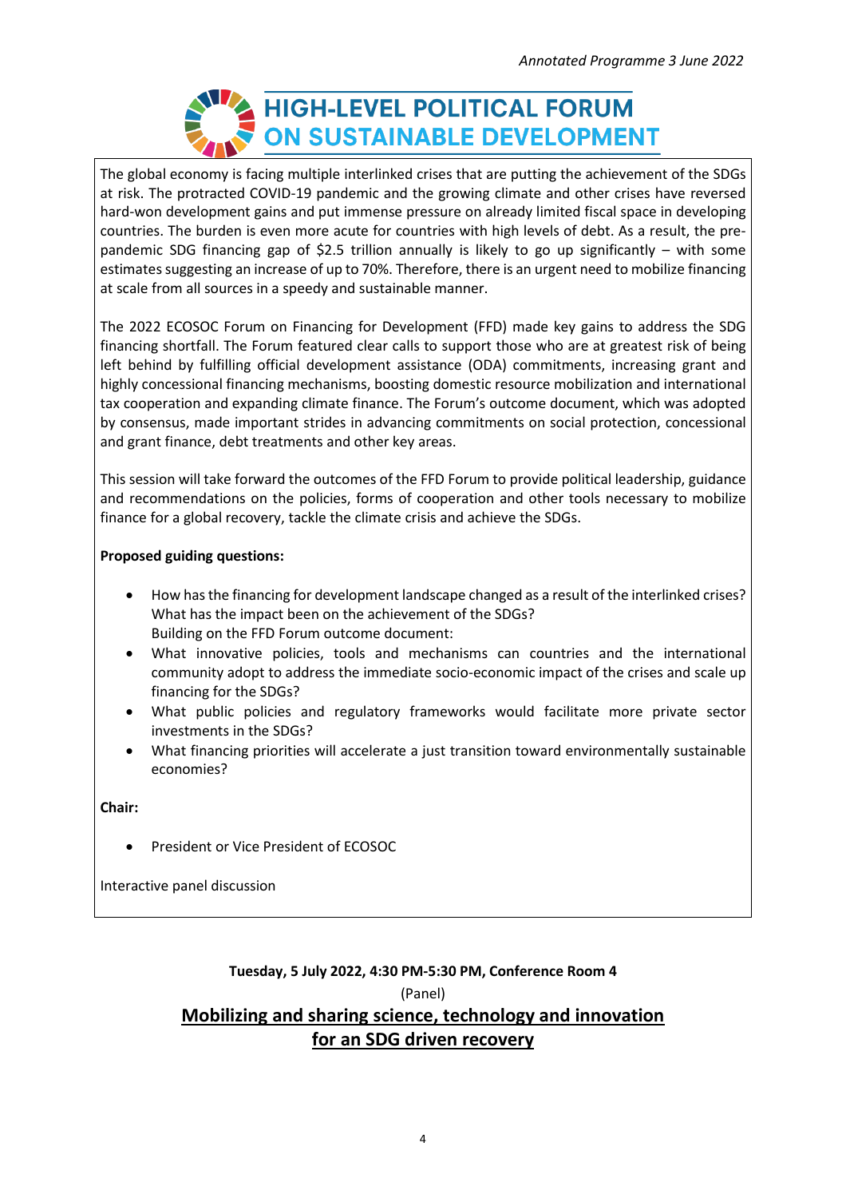The global economy is facing multiple interlinked crises that are putting the achievement of the SDGs at risk. The protracted COVID-19 pandemic and the growing climate and other crises have reversed hard-won development gains and put immense pressure on already limited fiscal space in developing countries. The burden is even more acute for countries with high levels of debt. As a result, the pre-pandemic SDG financing gap of $2.5 trillion annually is likely to go up significantly – with some estimates suggesting an increase of up to 70%. Therefore, there is an urgent need to mobilize financing at scale from all sources in a speedy and sustainable manner.

The 2022 ECOSOC Forum on Financing for Development (FFD) made key gains to address the SDG financing shortfall. The Forum featured clear calls to support those who are at greatest risk of being left behind by fulfilling official development assistance (ODA) commitments, increasing grant and highly concessional financing mechanisms, boosting domestic resource mobilization and international tax cooperation and expanding climate finance. The Forum's outcome document, which was adopted by consensus, made important strides in advancing commitments on social protection, concessional and grant finance, debt treatments and other key areas.

This session will take forward the outcomes of the FFD Forum to provide political leadership, guidance and recommendations on the policies, forms of cooperation and other tools necessary to mobilize finance for a global recovery, tackle the climate crisis and achieve the SDGs.

**Proposed guiding questions:**

- How has the financing for development landscape changed as a result of the interlinked crises? What has the impact been on the achievement of the SDGs?
  Building on the FFD Forum outcome document:
- What innovative policies, tools and mechanisms can countries and the international community adopt to address the immediate socio-economic impact of the crises and scale up financing for the SDGs?
- What public policies and regulatory frameworks would facilitate more private sector investments in the SDGs?
- What financing priorities will accelerate a just transition toward environmentally sustainable economies?

**Chair:**

- President or Vice President of ECOSOC

Interactive panel discussion

**Tuesday, 5 July 2022, 4:30 PM-5:30 PM, Conference Room 4**

(Panel)

## Mobilizing and sharing science, technology and innovation for an SDG driven recovery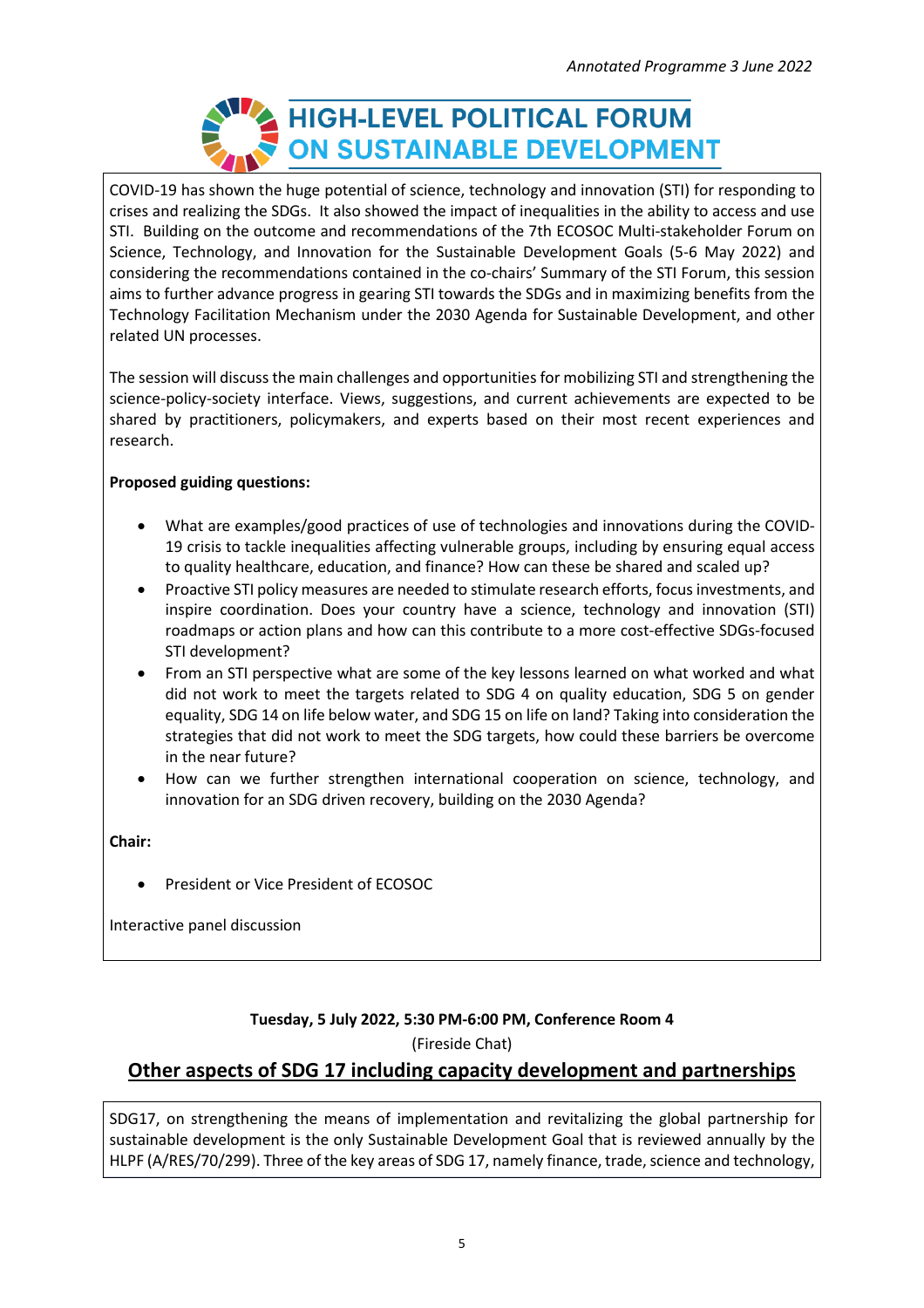COVID-19 has shown the huge potential of science, technology and innovation (STI) for responding to crises and realizing the SDGs. It also showed the impact of inequalities in the ability to access and use STI. Building on the outcome and recommendations of the 7th ECOSOC Multi-stakeholder Forum on Science, Technology, and Innovation for the Sustainable Development Goals (5-6 May 2022) and considering the recommendations contained in the co-chairs' Summary of the STI Forum, this session aims to further advance progress in gearing STI towards the SDGs and in maximizing benefits from the Technology Facilitation Mechanism under the 2030 Agenda for Sustainable Development, and other related UN processes.

The session will discuss the main challenges and opportunities for mobilizing STI and strengthening the science-policy-society interface. Views, suggestions, and current achievements are expected to be shared by practitioners, policymakers, and experts based on their most recent experiences and research.

**Proposed guiding questions:**

- What are examples/good practices of use of technologies and innovations during the COVID-19 crisis to tackle inequalities affecting vulnerable groups, including by ensuring equal access to quality healthcare, education, and finance? How can these be shared and scaled up?
- Proactive STI policy measures are needed to stimulate research efforts, focus investments, and inspire coordination. Does your country have a science, technology and innovation (STI) roadmaps or action plans and how can this contribute to a more cost-effective SDGs-focused STI development?
- From an STI perspective what are some of the key lessons learned on what worked and what did not work to meet the targets related to SDG 4 on quality education, SDG 5 on gender equality, SDG 14 on life below water, and SDG 15 on life on land? Taking into consideration the strategies that did not work to meet the SDG targets, how could these barriers be overcome in the near future?
- How can we further strengthen international cooperation on science, technology, and innovation for an SDG driven recovery, building on the 2030 Agenda?

**Chair:**

- President or Vice President of ECOSOC

Interactive panel discussion

**Tuesday, 5 July 2022, 5:30 PM-6:00 PM, Conference Room 4**

(Fireside Chat)

## Other aspects of SDG 17 including capacity development and partnerships

SDG17, on strengthening the means of implementation and revitalizing the global partnership for sustainable development is the only Sustainable Development Goal that is reviewed annually by the HLPF (A/RES/70/299). Three of the key areas of SDG 17, namely finance, trade, science and technology,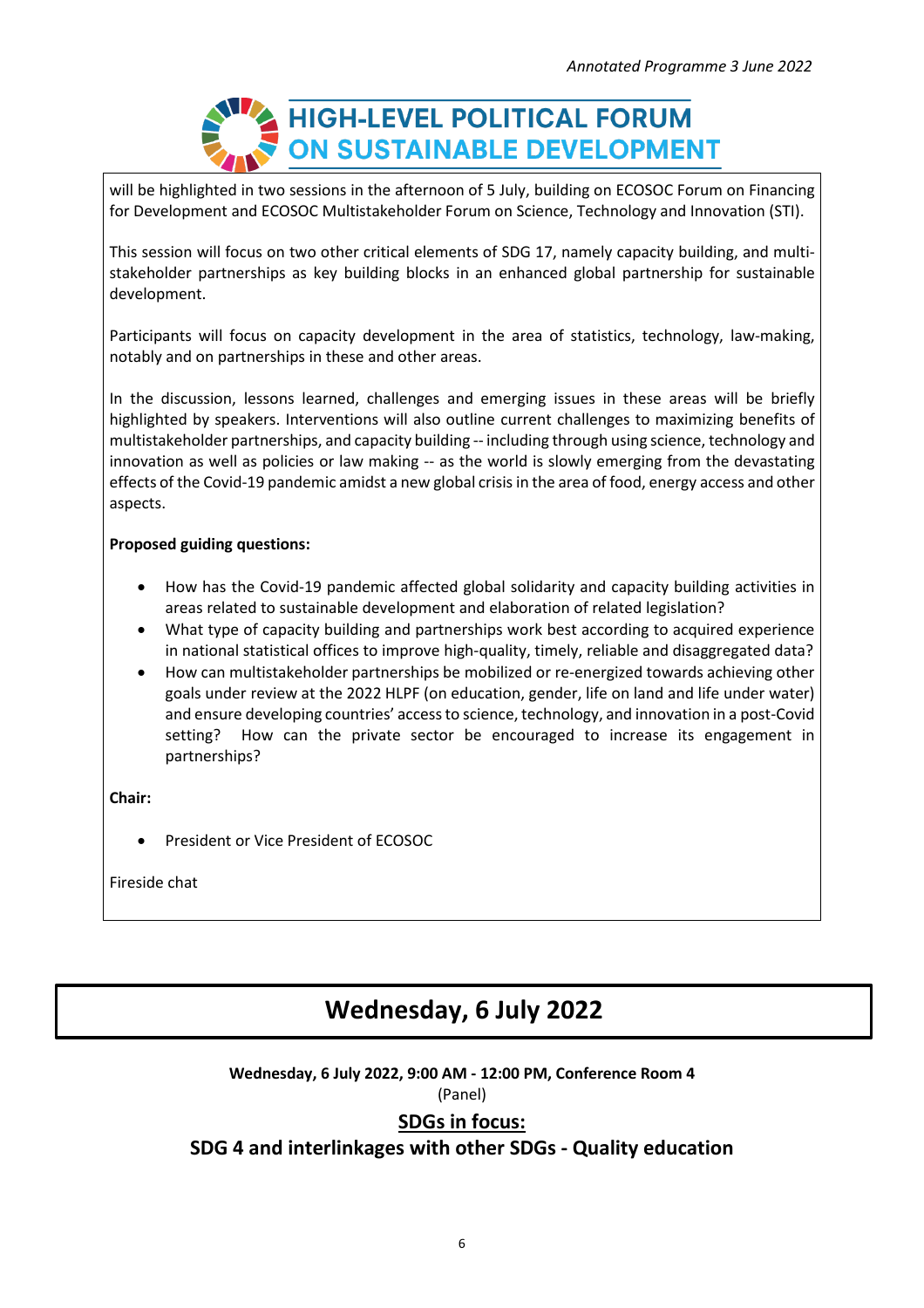will be highlighted in two sessions in the afternoon of 5 July, building on ECOSOC Forum on Financing for Development and ECOSOC Multistakeholder Forum on Science, Technology and Innovation (STI).

This session will focus on two other critical elements of SDG 17, namely capacity building, and multi-stakeholder partnerships as key building blocks in an enhanced global partnership for sustainable development.

Participants will focus on capacity development in the area of statistics, technology, law-making, notably and on partnerships in these and other areas.

In the discussion, lessons learned, challenges and emerging issues in these areas will be briefly highlighted by speakers. Interventions will also outline current challenges to maximizing benefits of multistakeholder partnerships, and capacity building -- including through using science, technology and innovation as well as policies or law making -- as the world is slowly emerging from the devastating effects of the Covid-19 pandemic amidst a new global crisis in the area of food, energy access and other aspects.

**Proposed guiding questions:**

- How has the Covid-19 pandemic affected global solidarity and capacity building activities in areas related to sustainable development and elaboration of related legislation?
- What type of capacity building and partnerships work best according to acquired experience in national statistical offices to improve high-quality, timely, reliable and disaggregated data?
- How can multistakeholder partnerships be mobilized or re-energized towards achieving other goals under review at the 2022 HLPF (on education, gender, life on land and life under water) and ensure developing countries' access to science, technology, and innovation in a post-Covid setting? How can the private sector be encouraged to increase its engagement in partnerships?

**Chair:**

- President or Vice President of ECOSOC

Fireside chat

# Wednesday, 6 July 2022

**Wednesday, 6 July 2022, 9:00 AM - 12:00 PM, Conference Room 4**

(Panel)

## SDGs in focus:

## SDG 4 and interlinkages with other SDGs - Quality education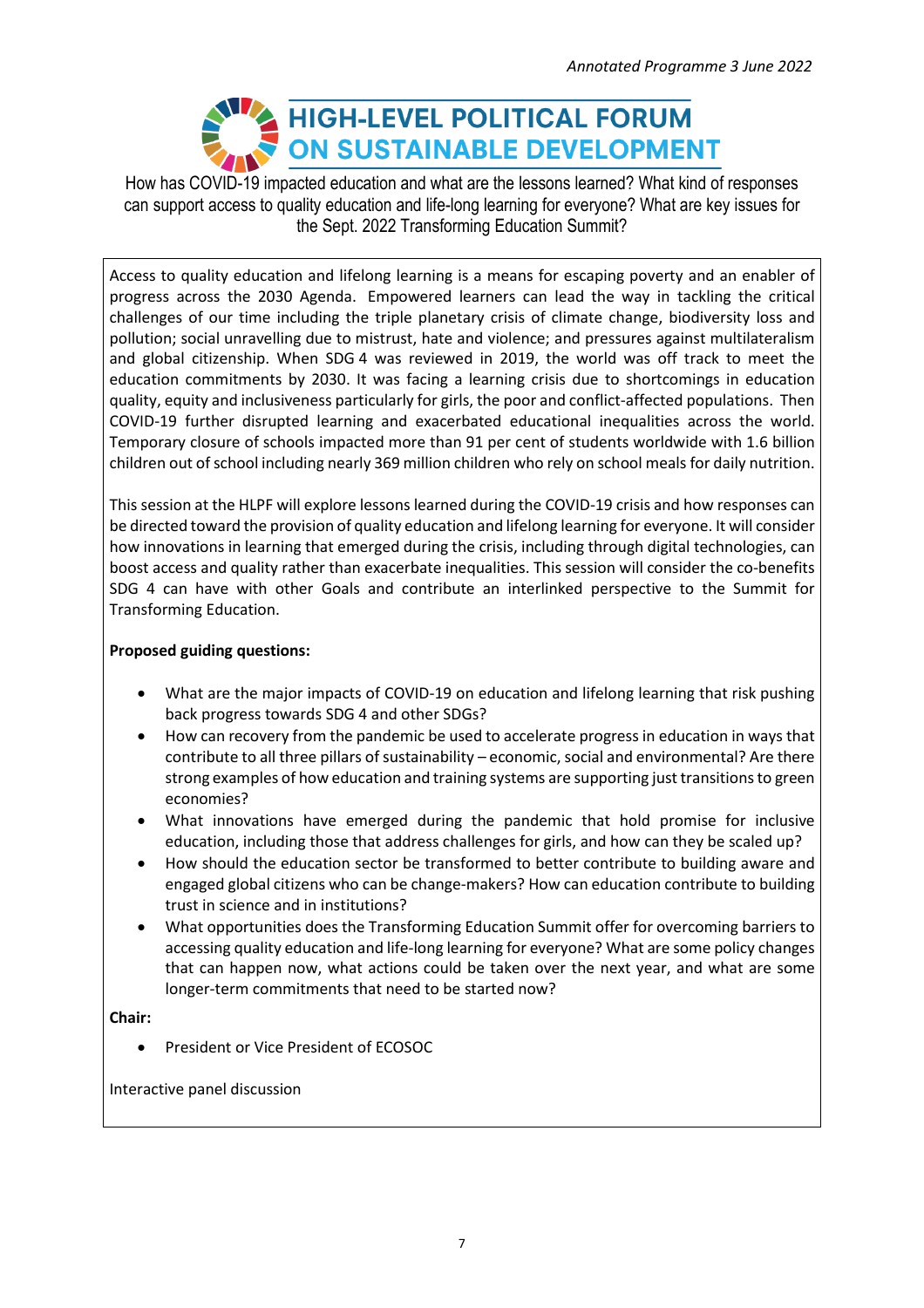*Annotated Programme 3 June 2022*

# HIGH-LEVEL POLITICAL FORUM ON SUSTAINABLE DEVELOPMENT

How has COVID-19 impacted education and what are the lessons learned? What kind of responses can support access to quality education and life-long learning for everyone? What are key issues for the Sept. 2022 Transforming Education Summit?

Access to quality education and lifelong learning is a means for escaping poverty and an enabler of progress across the 2030 Agenda. Empowered learners can lead the way in tackling the critical challenges of our time including the triple planetary crisis of climate change, biodiversity loss and pollution; social unravelling due to mistrust, hate and violence; and pressures against multilateralism and global citizenship. When SDG 4 was reviewed in 2019, the world was off track to meet the education commitments by 2030. It was facing a learning crisis due to shortcomings in education quality, equity and inclusiveness particularly for girls, the poor and conflict-affected populations. Then COVID-19 further disrupted learning and exacerbated educational inequalities across the world. Temporary closure of schools impacted more than 91 per cent of students worldwide with 1.6 billion children out of school including nearly 369 million children who rely on school meals for daily nutrition.

This session at the HLPF will explore lessons learned during the COVID-19 crisis and how responses can be directed toward the provision of quality education and lifelong learning for everyone. It will consider how innovations in learning that emerged during the crisis, including through digital technologies, can boost access and quality rather than exacerbate inequalities. This session will consider the co-benefits SDG 4 can have with other Goals and contribute an interlinked perspective to the Summit for Transforming Education.

**Proposed guiding questions:**

- What are the major impacts of COVID-19 on education and lifelong learning that risk pushing back progress towards SDG 4 and other SDGs?
- How can recovery from the pandemic be used to accelerate progress in education in ways that contribute to all three pillars of sustainability – economic, social and environmental? Are there strong examples of how education and training systems are supporting just transitions to green economies?
- What innovations have emerged during the pandemic that hold promise for inclusive education, including those that address challenges for girls, and how can they be scaled up?
- How should the education sector be transformed to better contribute to building aware and engaged global citizens who can be change-makers? How can education contribute to building trust in science and in institutions?
- What opportunities does the Transforming Education Summit offer for overcoming barriers to accessing quality education and life-long learning for everyone? What are some policy changes that can happen now, what actions could be taken over the next year, and what are some longer-term commitments that need to be started now?

**Chair:**

- President or Vice President of ECOSOC

Interactive panel discussion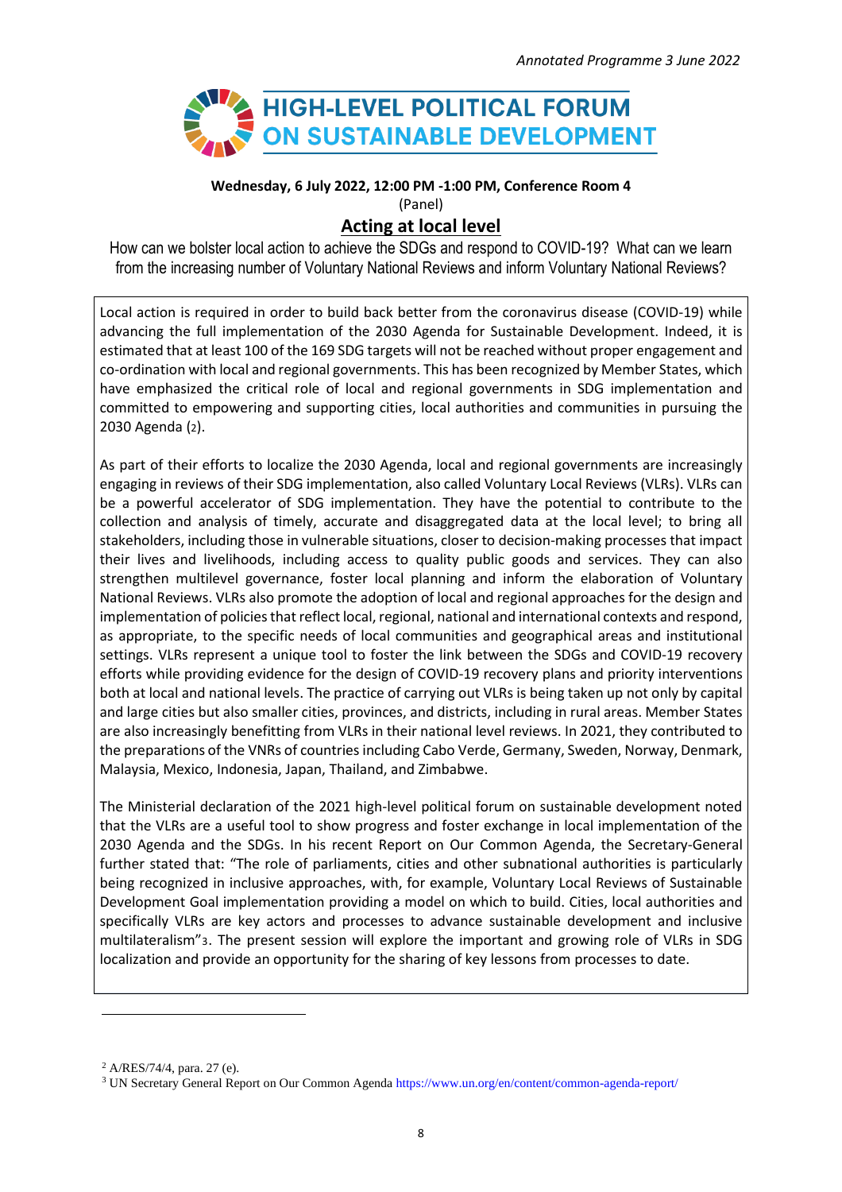**Wednesday, 6 July 2022, 12:00 PM -1:00 PM, Conference Room 4**

(Panel)

## Acting at local level

How can we bolster local action to achieve the SDGs and respond to COVID-19? What can we learn from the increasing number of Voluntary National Reviews and inform Voluntary National Reviews?

Local action is required in order to build back better from the coronavirus disease (COVID-19) while advancing the full implementation of the 2030 Agenda for Sustainable Development. Indeed, it is estimated that at least 100 of the 169 SDG targets will not be reached without proper engagement and co-ordination with local and regional governments. This has been recognized by Member States, which have emphasized the critical role of local and regional governments in SDG implementation and committed to empowering and supporting cities, local authorities and communities in pursuing the 2030 Agenda (2).

As part of their efforts to localize the 2030 Agenda, local and regional governments are increasingly engaging in reviews of their SDG implementation, also called Voluntary Local Reviews (VLRs). VLRs can be a powerful accelerator of SDG implementation. They have the potential to contribute to the collection and analysis of timely, accurate and disaggregated data at the local level; to bring all stakeholders, including those in vulnerable situations, closer to decision-making processes that impact their lives and livelihoods, including access to quality public goods and services. They can also strengthen multilevel governance, foster local planning and inform the elaboration of Voluntary National Reviews. VLRs also promote the adoption of local and regional approaches for the design and implementation of policies that reflect local, regional, national and international contexts and respond, as appropriate, to the specific needs of local communities and geographical areas and institutional settings. VLRs represent a unique tool to foster the link between the SDGs and COVID-19 recovery efforts while providing evidence for the design of COVID-19 recovery plans and priority interventions both at local and national levels. The practice of carrying out VLRs is being taken up not only by capital and large cities but also smaller cities, provinces, and districts, including in rural areas. Member States are also increasingly benefitting from VLRs in their national level reviews. In 2021, they contributed to the preparations of the VNRs of countries including Cabo Verde, Germany, Sweden, Norway, Denmark, Malaysia, Mexico, Indonesia, Japan, Thailand, and Zimbabwe.

The Ministerial declaration of the 2021 high-level political forum on sustainable development noted that the VLRs are a useful tool to show progress and foster exchange in local implementation of the 2030 Agenda and the SDGs. In his recent Report on Our Common Agenda, the Secretary-General further stated that: "The role of parliaments, cities and other subnational authorities is particularly being recognized in inclusive approaches, with, for example, Voluntary Local Reviews of Sustainable Development Goal implementation providing a model on which to build. Cities, local authorities and specifically VLRs are key actors and processes to advance sustainable development and inclusive multilateralism"[3]. The present session will explore the important and growing role of VLRs in SDG localization and provide an opportunity for the sharing of key lessons from processes to date.

---

[2] A/RES/74/4, para. 27 (e).

[3] UN Secretary General Report on Our Common Agenda https://www.un.org/en/content/common-agenda-report/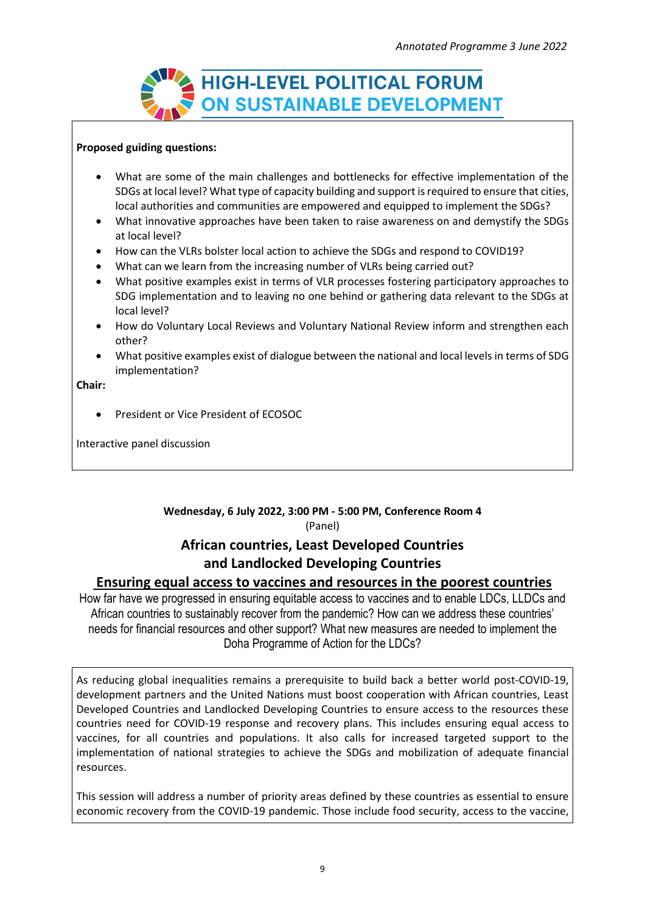**Proposed guiding questions:**

- What are some of the main challenges and bottlenecks for effective implementation of the SDGs at local level? What type of capacity building and support is required to ensure that cities, local authorities and communities are empowered and equipped to implement the SDGs?
- What innovative approaches have been taken to raise awareness on and demystify the SDGs at local level?
- How can the VLRs bolster local action to achieve the SDGs and respond to COVID19?
- What can we learn from the increasing number of VLRs being carried out?
- What positive examples exist in terms of VLR processes fostering participatory approaches to SDG implementation and to leaving no one behind or gathering data relevant to the SDGs at local level?
- How do Voluntary Local Reviews and Voluntary National Review inform and strengthen each other?
- What positive examples exist of dialogue between the national and local levels in terms of SDG implementation?

**Chair:**

- President or Vice President of ECOSOC

Interactive panel discussion

**Wednesday, 6 July 2022, 3:00 PM - 5:00 PM, Conference Room 4**

(Panel)

## African countries, Least Developed Countries and Landlocked Developing Countries

### Ensuring equal access to vaccines and resources in the poorest countries

How far have we progressed in ensuring equitable access to vaccines and to enable LDCs, LLDCs and African countries to sustainably recover from the pandemic? How can we address these countries' needs for financial resources and other support? What new measures are needed to implement the Doha Programme of Action for the LDCs?

As reducing global inequalities remains a prerequisite to build back a better world post-COVID-19, development partners and the United Nations must boost cooperation with African countries, Least Developed Countries and Landlocked Developing Countries to ensure access to the resources these countries need for COVID-19 response and recovery plans. This includes ensuring equal access to vaccines, for all countries and populations. It also calls for increased targeted support to the implementation of national strategies to achieve the SDGs and mobilization of adequate financial resources.

This session will address a number of priority areas defined by these countries as essential to ensure economic recovery from the COVID-19 pandemic. Those include food security, access to the vaccine,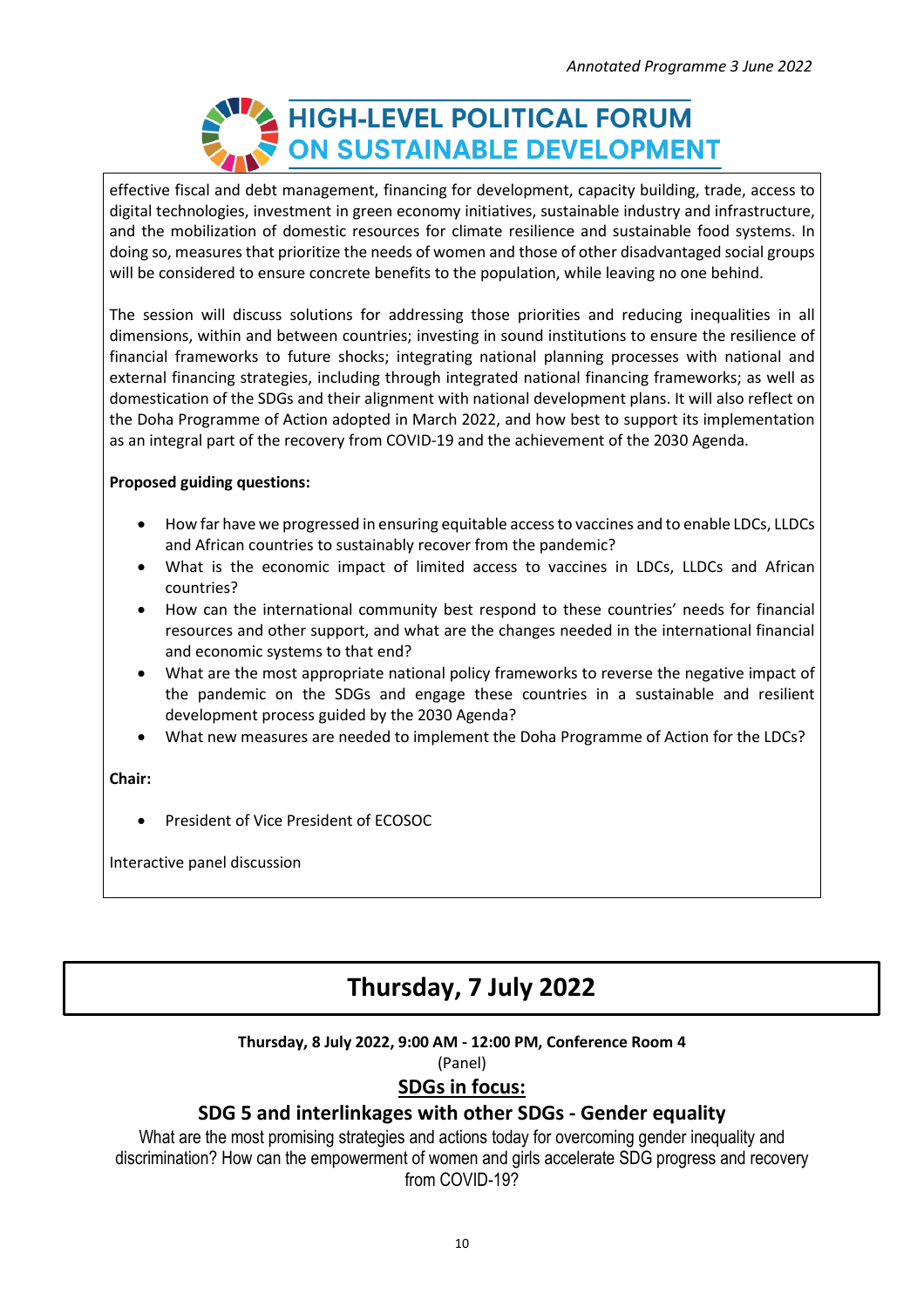effective fiscal and debt management, financing for development, capacity building, trade, access to digital technologies, investment in green economy initiatives, sustainable industry and infrastructure, and the mobilization of domestic resources for climate resilience and sustainable food systems. In doing so, measures that prioritize the needs of women and those of other disadvantaged social groups will be considered to ensure concrete benefits to the population, while leaving no one behind.

The session will discuss solutions for addressing those priorities and reducing inequalities in all dimensions, within and between countries; investing in sound institutions to ensure the resilience of financial frameworks to future shocks; integrating national planning processes with national and external financing strategies, including through integrated national financing frameworks; as well as domestication of the SDGs and their alignment with national development plans. It will also reflect on the Doha Programme of Action adopted in March 2022, and how best to support its implementation as an integral part of the recovery from COVID-19 and the achievement of the 2030 Agenda.

**Proposed guiding questions:**

- How far have we progressed in ensuring equitable access to vaccines and to enable LDCs, LLDCs and African countries to sustainably recover from the pandemic?
- What is the economic impact of limited access to vaccines in LDCs, LLDCs and African countries?
- How can the international community best respond to these countries' needs for financial resources and other support, and what are the changes needed in the international financial and economic systems to that end?
- What are the most appropriate national policy frameworks to reverse the negative impact of the pandemic on the SDGs and engage these countries in a sustainable and resilient development process guided by the 2030 Agenda?
- What new measures are needed to implement the Doha Programme of Action for the LDCs?

**Chair:**

- President of Vice President of ECOSOC

Interactive panel discussion

# Thursday, 7 July 2022

**Thursday, 8 July 2022, 9:00 AM - 12:00 PM, Conference Room 4**

(Panel)

## SDGs in focus:

## SDG 5 and interlinkages with other SDGs - Gender equality

What are the most promising strategies and actions today for overcoming gender inequality and discrimination? How can the empowerment of women and girls accelerate SDG progress and recovery from COVID-19?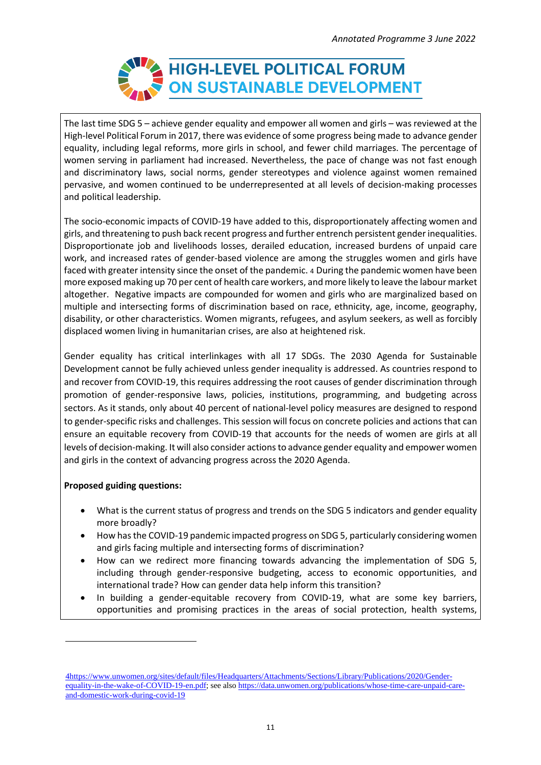The last time SDG 5 – achieve gender equality and empower all women and girls – was reviewed at the High-level Political Forum in 2017, there was evidence of some progress being made to advance gender equality, including legal reforms, more girls in school, and fewer child marriages. The percentage of women serving in parliament had increased. Nevertheless, the pace of change was not fast enough and discriminatory laws, social norms, gender stereotypes and violence against women remained pervasive, and women continued to be underrepresented at all levels of decision-making processes and political leadership.

The socio-economic impacts of COVID-19 have added to this, disproportionately affecting women and girls, and threatening to push back recent progress and further entrench persistent gender inequalities. Disproportionate job and livelihoods losses, derailed education, increased burdens of unpaid care work, and increased rates of gender-based violence are among the struggles women and girls have faced with greater intensity since the onset of the pandemic. [4] During the pandemic women have been more exposed making up 70 per cent of health care workers, and more likely to leave the labour market altogether. Negative impacts are compounded for women and girls who are marginalized based on multiple and intersecting forms of discrimination based on race, ethnicity, age, income, geography, disability, or other characteristics. Women migrants, refugees, and asylum seekers, as well as forcibly displaced women living in humanitarian crises, are also at heightened risk.

Gender equality has critical interlinkages with all 17 SDGs. The 2030 Agenda for Sustainable Development cannot be fully achieved unless gender inequality is addressed. As countries respond to and recover from COVID-19, this requires addressing the root causes of gender discrimination through promotion of gender-responsive laws, policies, institutions, programming, and budgeting across sectors. As it stands, only about 40 percent of national-level policy measures are designed to respond to gender-specific risks and challenges. This session will focus on concrete policies and actions that can ensure an equitable recovery from COVID-19 that accounts for the needs of women are girls at all levels of decision-making. It will also consider actions to advance gender equality and empower women and girls in the context of advancing progress across the 2020 Agenda.

**Proposed guiding questions:**

- What is the current status of progress and trends on the SDG 5 indicators and gender equality more broadly?
- How has the COVID-19 pandemic impacted progress on SDG 5, particularly considering women and girls facing multiple and intersecting forms of discrimination?
- How can we redirect more financing towards advancing the implementation of SDG 5, including through gender-responsive budgeting, access to economic opportunities, and international trade? How can gender data help inform this transition?
- In building a gender-equitable recovery from COVID-19, what are some key barriers, opportunities and promising practices in the areas of social protection, health systems,

---

[4] https://www.unwomen.org/sites/default/files/Headquarters/Attachments/Sections/Library/Publications/2020/Gender-equality-in-the-wake-of-COVID-19-en.pdf; see also https://data.unwomen.org/publications/whose-time-care-unpaid-care-and-domestic-work-during-covid-19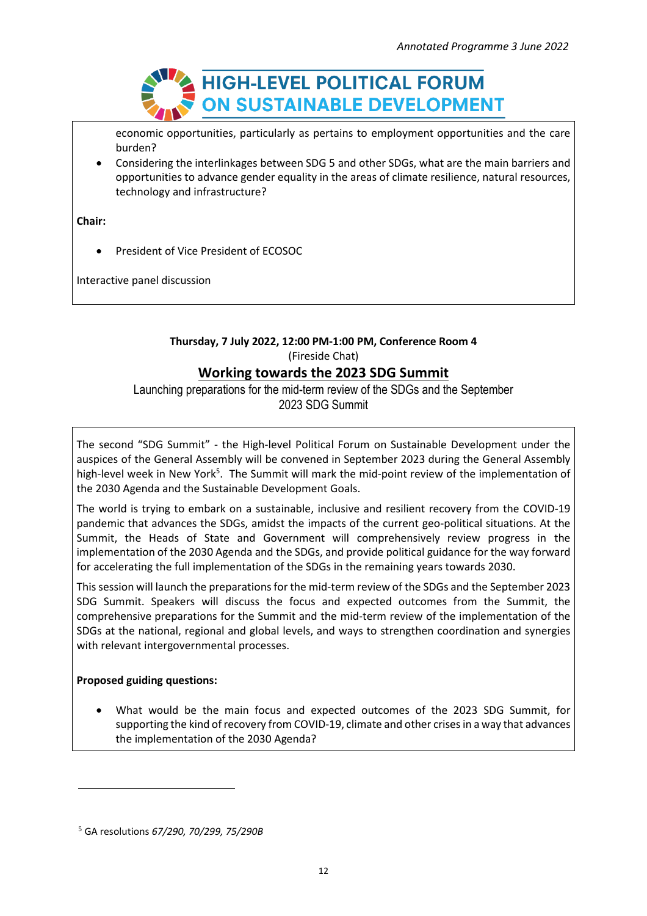economic opportunities, particularly as pertains to employment opportunities and the care burden?

- Considering the interlinkages between SDG 5 and other SDGs, what are the main barriers and opportunities to advance gender equality in the areas of climate resilience, natural resources, technology and infrastructure?

**Chair:**

- President of Vice President of ECOSOC

Interactive panel discussion

**Thursday, 7 July 2022, 12:00 PM-1:00 PM, Conference Room 4**

(Fireside Chat)

## Working towards the 2023 SDG Summit

Launching preparations for the mid-term review of the SDGs and the September 2023 SDG Summit

The second "SDG Summit" - the High-level Political Forum on Sustainable Development under the auspices of the General Assembly will be convened in September 2023 during the General Assembly high-level week in New York[5]. The Summit will mark the mid-point review of the implementation of the 2030 Agenda and the Sustainable Development Goals.

The world is trying to embark on a sustainable, inclusive and resilient recovery from the COVID-19 pandemic that advances the SDGs, amidst the impacts of the current geo-political situations. At the Summit, the Heads of State and Government will comprehensively review progress in the implementation of the 2030 Agenda and the SDGs, and provide political guidance for the way forward for accelerating the full implementation of the SDGs in the remaining years towards 2030.

This session will launch the preparations for the mid-term review of the SDGs and the September 2023 SDG Summit. Speakers will discuss the focus and expected outcomes from the Summit, the comprehensive preparations for the Summit and the mid-term review of the implementation of the SDGs at the national, regional and global levels, and ways to strengthen coordination and synergies with relevant intergovernmental processes.

**Proposed guiding questions:**

- What would be the main focus and expected outcomes of the 2023 SDG Summit, for supporting the kind of recovery from COVID-19, climate and other crises in a way that advances the implementation of the 2030 Agenda?

---

[5] GA resolutions *67/290, 70/299, 75/290B*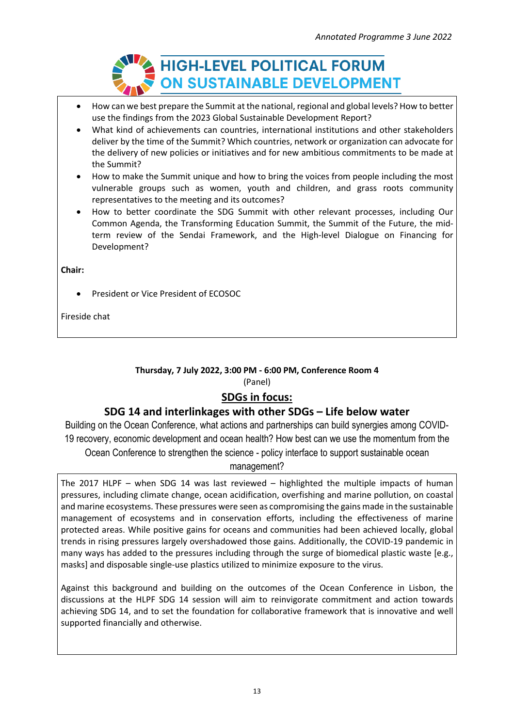- How can we best prepare the Summit at the national, regional and global levels? How to better use the findings from the 2023 Global Sustainable Development Report?
- What kind of achievements can countries, international institutions and other stakeholders deliver by the time of the Summit? Which countries, network or organization can advocate for the delivery of new policies or initiatives and for new ambitious commitments to be made at the Summit?
- How to make the Summit unique and how to bring the voices from people including the most vulnerable groups such as women, youth and children, and grass roots community representatives to the meeting and its outcomes?
- How to better coordinate the SDG Summit with other relevant processes, including Our Common Agenda, the Transforming Education Summit, the Summit of the Future, the mid-term review of the Sendai Framework, and the High-level Dialogue on Financing for Development?

**Chair:**

- President or Vice President of ECOSOC

Fireside chat

**Thursday, 7 July 2022, 3:00 PM - 6:00 PM, Conference Room 4**
(Panel)

## SDGs in focus:

## SDG 14 and interlinkages with other SDGs – Life below water

Building on the Ocean Conference, what actions and partnerships can build synergies among COVID-19 recovery, economic development and ocean health? How best can we use the momentum from the Ocean Conference to strengthen the science - policy interface to support sustainable ocean management?

The 2017 HLPF – when SDG 14 was last reviewed – highlighted the multiple impacts of human pressures, including climate change, ocean acidification, overfishing and marine pollution, on coastal and marine ecosystems. These pressures were seen as compromising the gains made in the sustainable management of ecosystems and in conservation efforts, including the effectiveness of marine protected areas. While positive gains for oceans and communities had been achieved locally, global trends in rising pressures largely overshadowed those gains. Additionally, the COVID-19 pandemic in many ways has added to the pressures including through the surge of biomedical plastic waste [e.g., masks] and disposable single-use plastics utilized to minimize exposure to the virus.

Against this background and building on the outcomes of the Ocean Conference in Lisbon, the discussions at the HLPF SDG 14 session will aim to reinvigorate commitment and action towards achieving SDG 14, and to set the foundation for collaborative framework that is innovative and well supported financially and otherwise.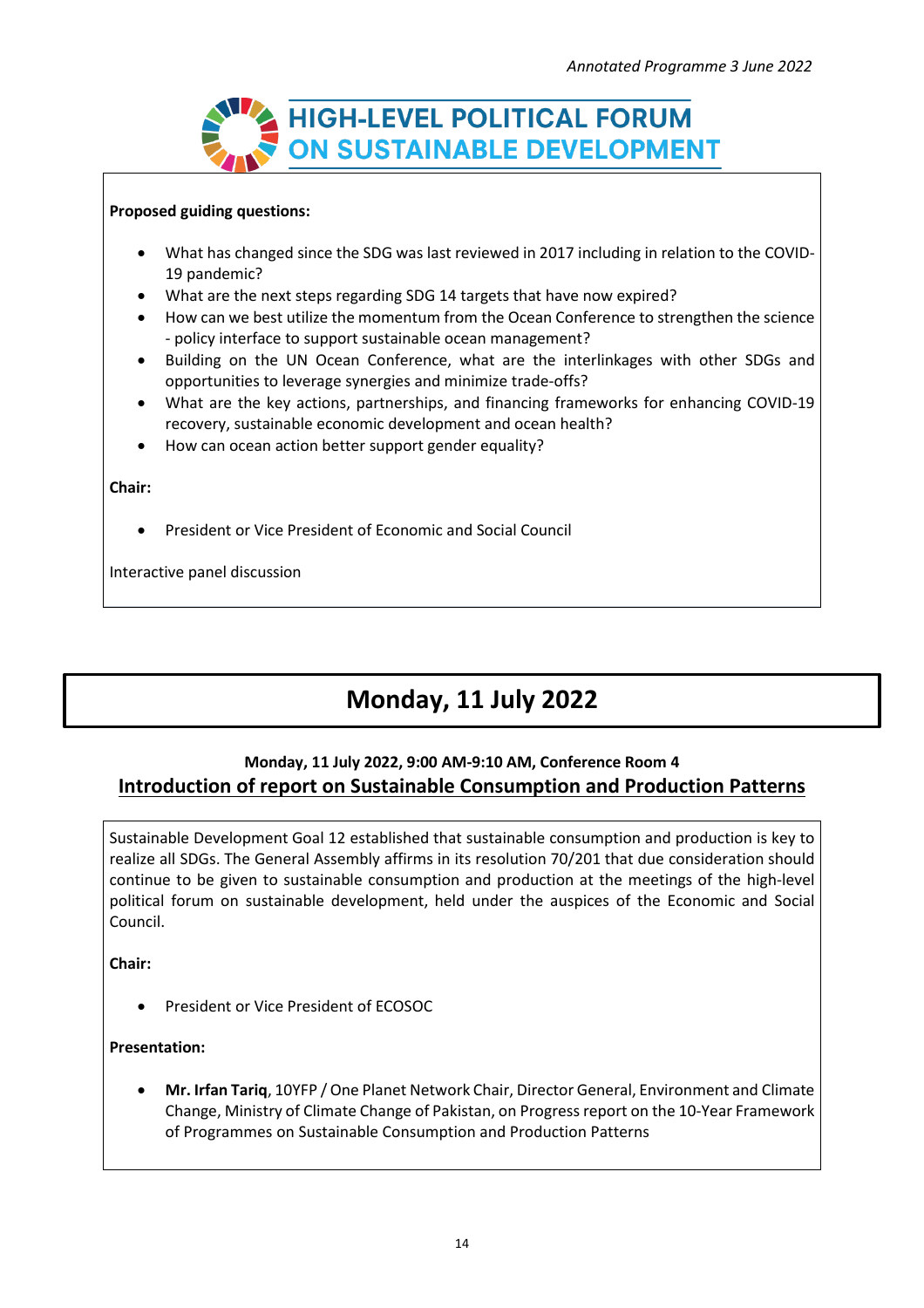**Proposed guiding questions:**

- What has changed since the SDG was last reviewed in 2017 including in relation to the COVID-19 pandemic?
- What are the next steps regarding SDG 14 targets that have now expired?
- How can we best utilize the momentum from the Ocean Conference to strengthen the science - policy interface to support sustainable ocean management?
- Building on the UN Ocean Conference, what are the interlinkages with other SDGs and opportunities to leverage synergies and minimize trade-offs?
- What are the key actions, partnerships, and financing frameworks for enhancing COVID-19 recovery, sustainable economic development and ocean health?
- How can ocean action better support gender equality?

**Chair:**

- President or Vice President of Economic and Social Council

Interactive panel discussion

# Monday, 11 July 2022

**Monday, 11 July 2022, 9:00 AM-9:10 AM, Conference Room 4**

## Introduction of report on Sustainable Consumption and Production Patterns

Sustainable Development Goal 12 established that sustainable consumption and production is key to realize all SDGs. The General Assembly affirms in its resolution 70/201 that due consideration should continue to be given to sustainable consumption and production at the meetings of the high-level political forum on sustainable development, held under the auspices of the Economic and Social Council.

**Chair:**

- President or Vice President of ECOSOC

**Presentation:**

- **Mr. Irfan Tariq**, 10YFP / One Planet Network Chair, Director General, Environment and Climate Change, Ministry of Climate Change of Pakistan, on Progress report on the 10-Year Framework of Programmes on Sustainable Consumption and Production Patterns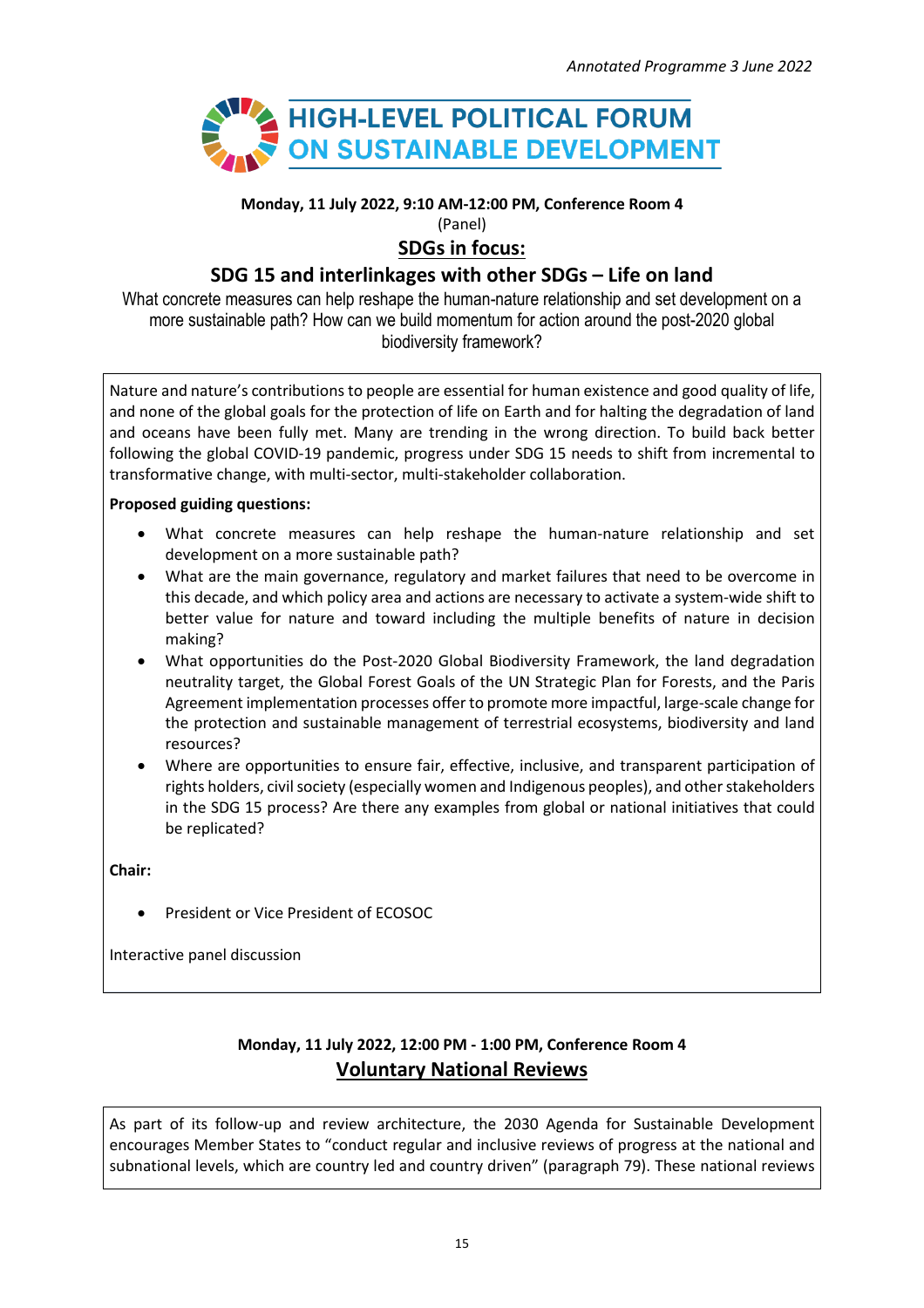**Monday, 11 July 2022, 9:10 AM-12:00 PM, Conference Room 4**

(Panel)

## SDGs in focus:

## SDG 15 and interlinkages with other SDGs – Life on land

What concrete measures can help reshape the human-nature relationship and set development on a more sustainable path? How can we build momentum for action around the post-2020 global biodiversity framework?

Nature and nature's contributions to people are essential for human existence and good quality of life, and none of the global goals for the protection of life on Earth and for halting the degradation of land and oceans have been fully met. Many are trending in the wrong direction. To build back better following the global COVID-19 pandemic, progress under SDG 15 needs to shift from incremental to transformative change, with multi-sector, multi-stakeholder collaboration.

**Proposed guiding questions:**

- What concrete measures can help reshape the human-nature relationship and set development on a more sustainable path?
- What are the main governance, regulatory and market failures that need to be overcome in this decade, and which policy area and actions are necessary to activate a system-wide shift to better value for nature and toward including the multiple benefits of nature in decision making?
- What opportunities do the Post-2020 Global Biodiversity Framework, the land degradation neutrality target, the Global Forest Goals of the UN Strategic Plan for Forests, and the Paris Agreement implementation processes offer to promote more impactful, large-scale change for the protection and sustainable management of terrestrial ecosystems, biodiversity and land resources?
- Where are opportunities to ensure fair, effective, inclusive, and transparent participation of rights holders, civil society (especially women and Indigenous peoples), and other stakeholders in the SDG 15 process? Are there any examples from global or national initiatives that could be replicated?

**Chair:**

- President or Vice President of ECOSOC

Interactive panel discussion

**Monday, 11 July 2022, 12:00 PM - 1:00 PM, Conference Room 4**

## Voluntary National Reviews

As part of its follow-up and review architecture, the 2030 Agenda for Sustainable Development encourages Member States to "conduct regular and inclusive reviews of progress at the national and subnational levels, which are country led and country driven" (paragraph 79). These national reviews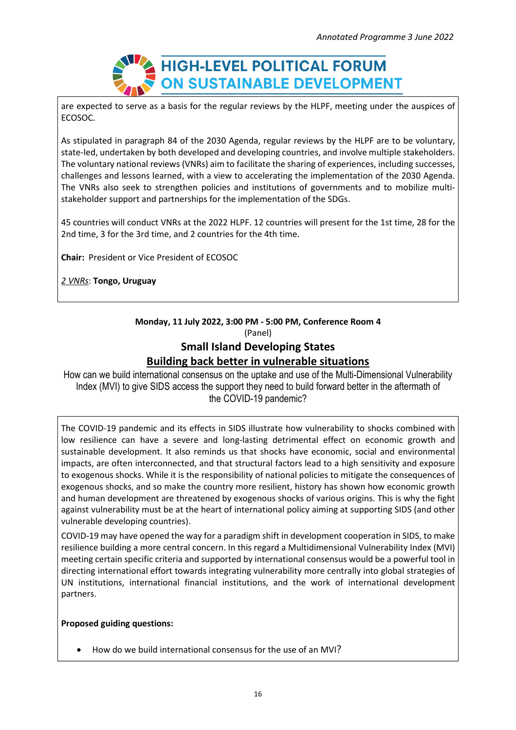are expected to serve as a basis for the regular reviews by the HLPF, meeting under the auspices of ECOSOC.

As stipulated in paragraph 84 of the 2030 Agenda, regular reviews by the HLPF are to be voluntary, state-led, undertaken by both developed and developing countries, and involve multiple stakeholders. The voluntary national reviews (VNRs) aim to facilitate the sharing of experiences, including successes, challenges and lessons learned, with a view to accelerating the implementation of the 2030 Agenda. The VNRs also seek to strengthen policies and institutions of governments and to mobilize multi-stakeholder support and partnerships for the implementation of the SDGs.

45 countries will conduct VNRs at the 2022 HLPF. 12 countries will present for the 1st time, 28 for the 2nd time, 3 for the 3rd time, and 2 countries for the 4th time.

**Chair:** President or Vice President of ECOSOC

*2 VNRs*: **Tongo, Uruguay**

**Monday, 11 July 2022, 3:00 PM - 5:00 PM, Conference Room 4**

(Panel)

## Small Island Developing States

## Building back better in vulnerable situations

How can we build international consensus on the uptake and use of the Multi-Dimensional Vulnerability Index (MVI) to give SIDS access the support they need to build forward better in the aftermath of the COVID-19 pandemic?

The COVID-19 pandemic and its effects in SIDS illustrate how vulnerability to shocks combined with low resilience can have a severe and long-lasting detrimental effect on economic growth and sustainable development. It also reminds us that shocks have economic, social and environmental impacts, are often interconnected, and that structural factors lead to a high sensitivity and exposure to exogenous shocks. While it is the responsibility of national policies to mitigate the consequences of exogenous shocks, and so make the country more resilient, history has shown how economic growth and human development are threatened by exogenous shocks of various origins. This is why the fight against vulnerability must be at the heart of international policy aiming at supporting SIDS (and other vulnerable developing countries).

COVID-19 may have opened the way for a paradigm shift in development cooperation in SIDS, to make resilience building a more central concern. In this regard a Multidimensional Vulnerability Index (MVI) meeting certain specific criteria and supported by international consensus would be a powerful tool in directing international effort towards integrating vulnerability more centrally into global strategies of UN institutions, international financial institutions, and the work of international development partners.

**Proposed guiding questions:**

- How do we build international consensus for the use of an MVI?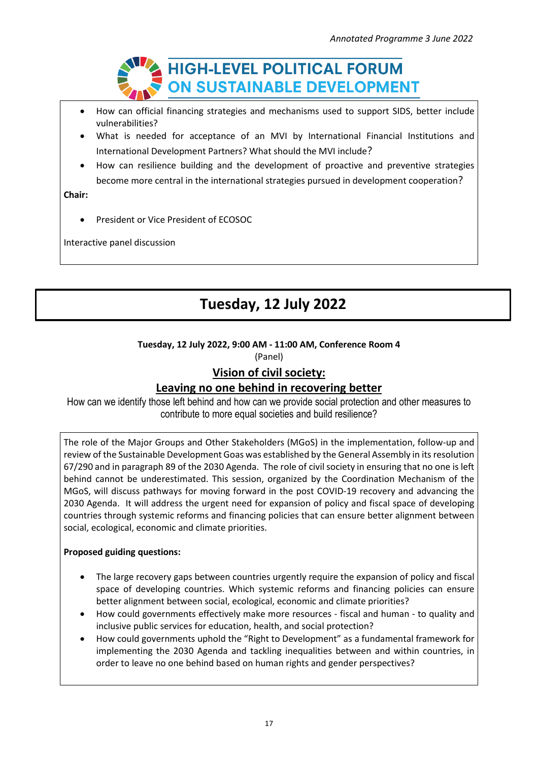- How can official financing strategies and mechanisms used to support SIDS, better include vulnerabilities?
- What is needed for acceptance of an MVI by International Financial Institutions and International Development Partners? What should the MVI include?
- How can resilience building and the development of proactive and preventive strategies become more central in the international strategies pursued in development cooperation?

**Chair:**

- President or Vice President of ECOSOC

Interactive panel discussion

# Tuesday, 12 July 2022

**Tuesday, 12 July 2022, 9:00 AM - 11:00 AM, Conference Room 4**

(Panel)

## Vision of civil society: Leaving no one behind in recovering better

How can we identify those left behind and how can we provide social protection and other measures to contribute to more equal societies and build resilience?

The role of the Major Groups and Other Stakeholders (MGoS) in the implementation, follow-up and review of the Sustainable Development Goas was established by the General Assembly in its resolution 67/290 and in paragraph 89 of the 2030 Agenda. The role of civil society in ensuring that no one is left behind cannot be underestimated. This session, organized by the Coordination Mechanism of the MGoS, will discuss pathways for moving forward in the post COVID-19 recovery and advancing the 2030 Agenda. It will address the urgent need for expansion of policy and fiscal space of developing countries through systemic reforms and financing policies that can ensure better alignment between social, ecological, economic and climate priorities.

**Proposed guiding questions:**

- The large recovery gaps between countries urgently require the expansion of policy and fiscal space of developing countries. Which systemic reforms and financing policies can ensure better alignment between social, ecological, economic and climate priorities?
- How could governments effectively make more resources - fiscal and human - to quality and inclusive public services for education, health, and social protection?
- How could governments uphold the "Right to Development" as a fundamental framework for implementing the 2030 Agenda and tackling inequalities between and within countries, in order to leave no one behind based on human rights and gender perspectives?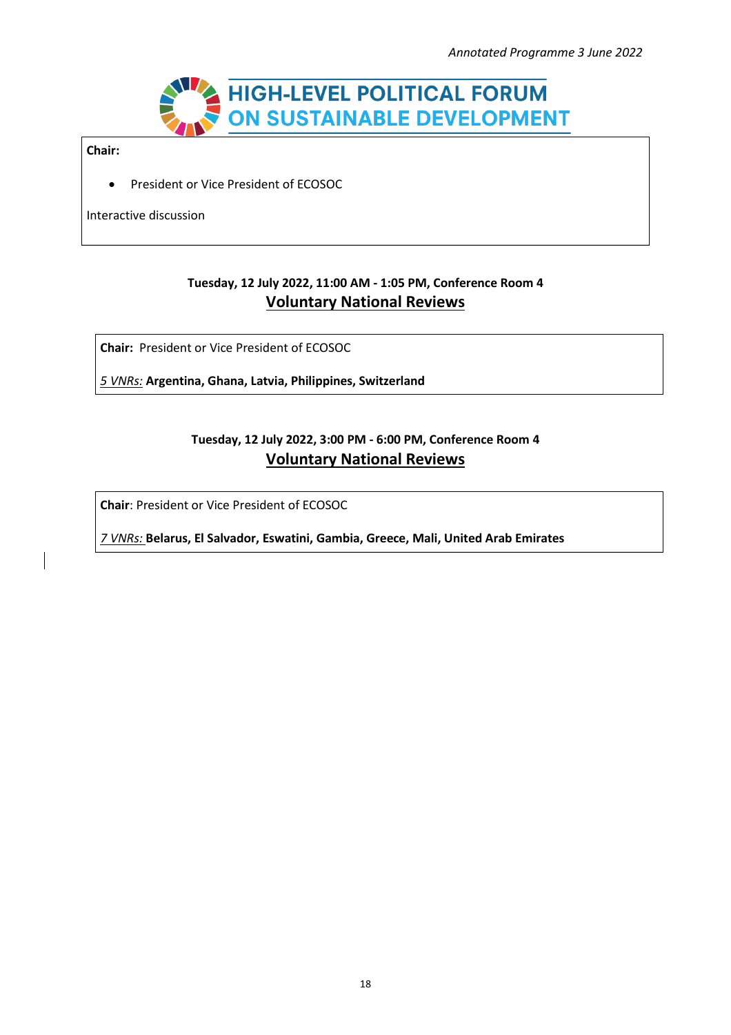**Chair:**

- President or Vice President of ECOSOC

Interactive discussion

**Tuesday, 12 July 2022, 11:00 AM - 1:05 PM, Conference Room 4**

## Voluntary National Reviews

**Chair:** President or Vice President of ECOSOC

*5 VNRs:* **Argentina, Ghana, Latvia, Philippines, Switzerland**

**Tuesday, 12 July 2022, 3:00 PM - 6:00 PM, Conference Room 4**

## Voluntary National Reviews

**Chair**: President or Vice President of ECOSOC

*7 VNRs:* **Belarus, El Salvador, Eswatini, Gambia, Greece, Mali, United Arab Emirates**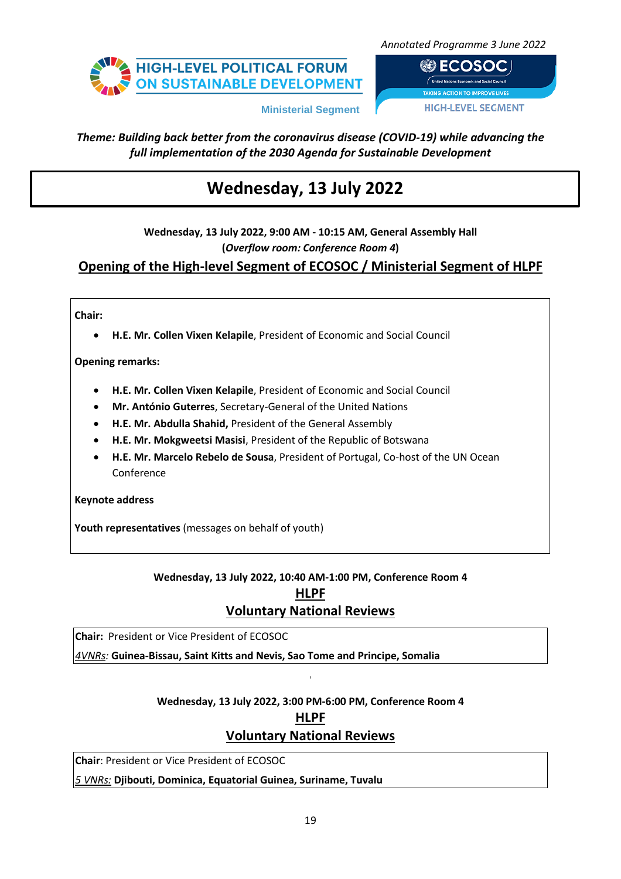Annotated Programme 3 June 2022

HIGH-LEVEL POLITICAL FORUM ON SUSTAINABLE DEVELOPMENT

Ministerial Segment

ECOSOC

United Nations Economic and Social Council

TAKING ACTION TO IMPROVE LIVES

HIGH-LEVEL SEGMENT

***Theme: Building back better from the coronavirus disease (COVID-19) while advancing the full implementation of the 2030 Agenda for Sustainable Development***

# Wednesday, 13 July 2022

**Wednesday, 13 July 2022, 9:00 AM - 10:15 AM, General Assembly Hall**
**(*Overflow room: Conference Room 4*)**

## Opening of the High-level Segment of ECOSOC / Ministerial Segment of HLPF

**Chair:**

- **H.E. Mr. Collen Vixen Kelapile**, President of Economic and Social Council

**Opening remarks:**

- **H.E. Mr. Collen Vixen Kelapile**, President of Economic and Social Council
- **Mr. António Guterres**, Secretary-General of the United Nations
- **H.E. Mr. Abdulla Shahid,** President of the General Assembly
- **H.E. Mr. Mokgweetsi Masisi**, President of the Republic of Botswana
- **H.E. Mr. Marcelo Rebelo de Sousa**, President of Portugal, Co-host of the UN Ocean Conference

**Keynote address**

**Youth representatives** (messages on behalf of youth)

**Wednesday, 13 July 2022, 10:40 AM-1:00 PM, Conference Room 4**

## HLPF
## Voluntary National Reviews

**Chair:** President or Vice President of ECOSOC

*4VNRs:* **Guinea-Bissau, Saint Kitts and Nevis, Sao Tome and Principe, Somalia**

**Wednesday, 13 July 2022, 3:00 PM-6:00 PM, Conference Room 4**

## HLPF
## Voluntary National Reviews

**Chair**: President or Vice President of ECOSOC

*5 VNRs:* **Djibouti, Dominica, Equatorial Guinea, Suriname, Tuvalu**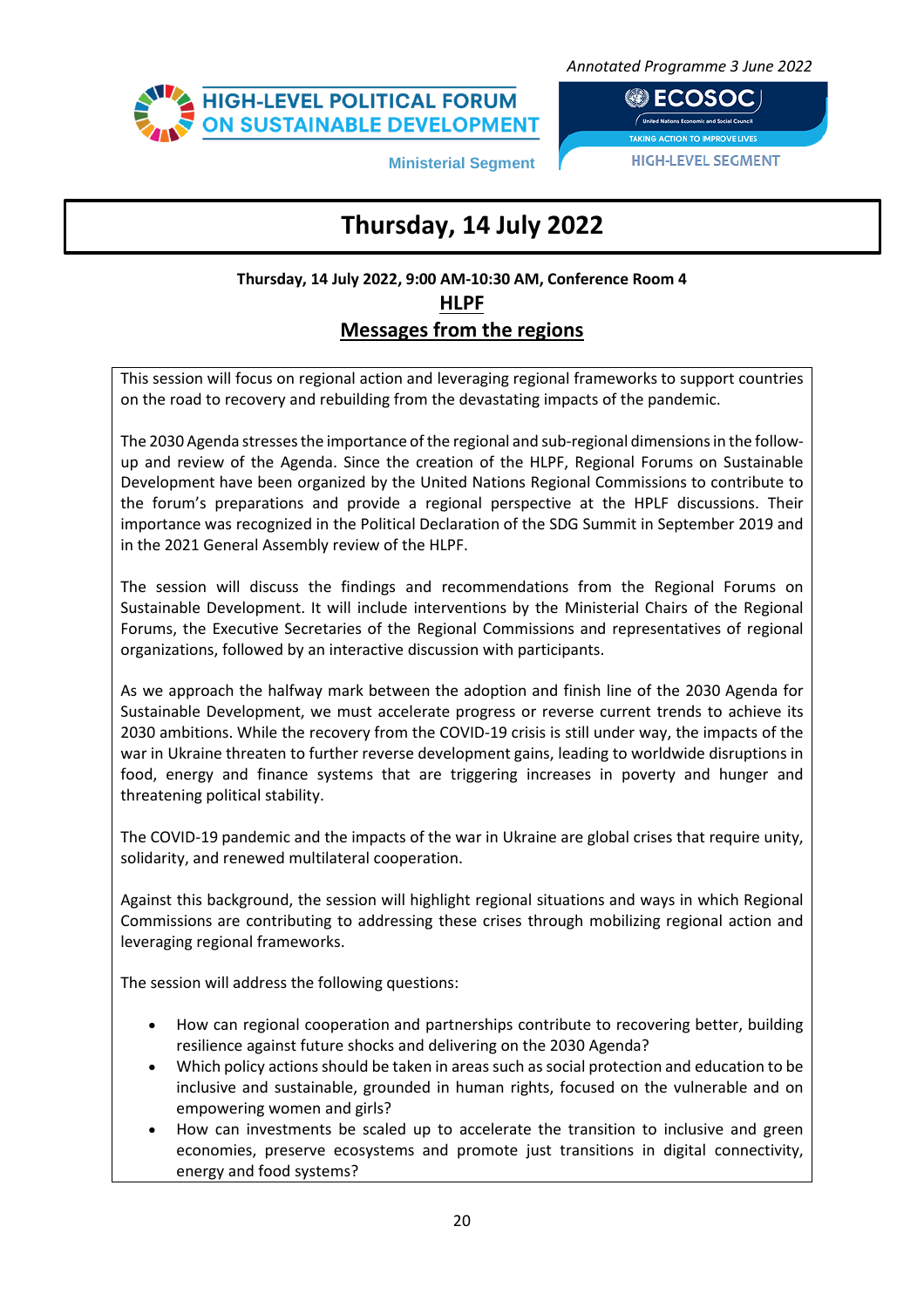# Thursday, 14 July 2022

**Thursday, 14 July 2022, 9:00 AM-10:30 AM, Conference Room 4**

## HLPF

## Messages from the regions

This session will focus on regional action and leveraging regional frameworks to support countries on the road to recovery and rebuilding from the devastating impacts of the pandemic.

The 2030 Agenda stresses the importance of the regional and sub-regional dimensions in the follow-up and review of the Agenda. Since the creation of the HLPF, Regional Forums on Sustainable Development have been organized by the United Nations Regional Commissions to contribute to the forum's preparations and provide a regional perspective at the HPLF discussions. Their importance was recognized in the Political Declaration of the SDG Summit in September 2019 and in the 2021 General Assembly review of the HLPF.

The session will discuss the findings and recommendations from the Regional Forums on Sustainable Development. It will include interventions by the Ministerial Chairs of the Regional Forums, the Executive Secretaries of the Regional Commissions and representatives of regional organizations, followed by an interactive discussion with participants.

As we approach the halfway mark between the adoption and finish line of the 2030 Agenda for Sustainable Development, we must accelerate progress or reverse current trends to achieve its 2030 ambitions. While the recovery from the COVID-19 crisis is still under way, the impacts of the war in Ukraine threaten to further reverse development gains, leading to worldwide disruptions in food, energy and finance systems that are triggering increases in poverty and hunger and threatening political stability.

The COVID-19 pandemic and the impacts of the war in Ukraine are global crises that require unity, solidarity, and renewed multilateral cooperation.

Against this background, the session will highlight regional situations and ways in which Regional Commissions are contributing to addressing these crises through mobilizing regional action and leveraging regional frameworks.

The session will address the following questions:

- How can regional cooperation and partnerships contribute to recovering better, building resilience against future shocks and delivering on the 2030 Agenda?
- Which policy actions should be taken in areas such as social protection and education to be inclusive and sustainable, grounded in human rights, focused on the vulnerable and on empowering women and girls?
- How can investments be scaled up to accelerate the transition to inclusive and green economies, preserve ecosystems and promote just transitions in digital connectivity, energy and food systems?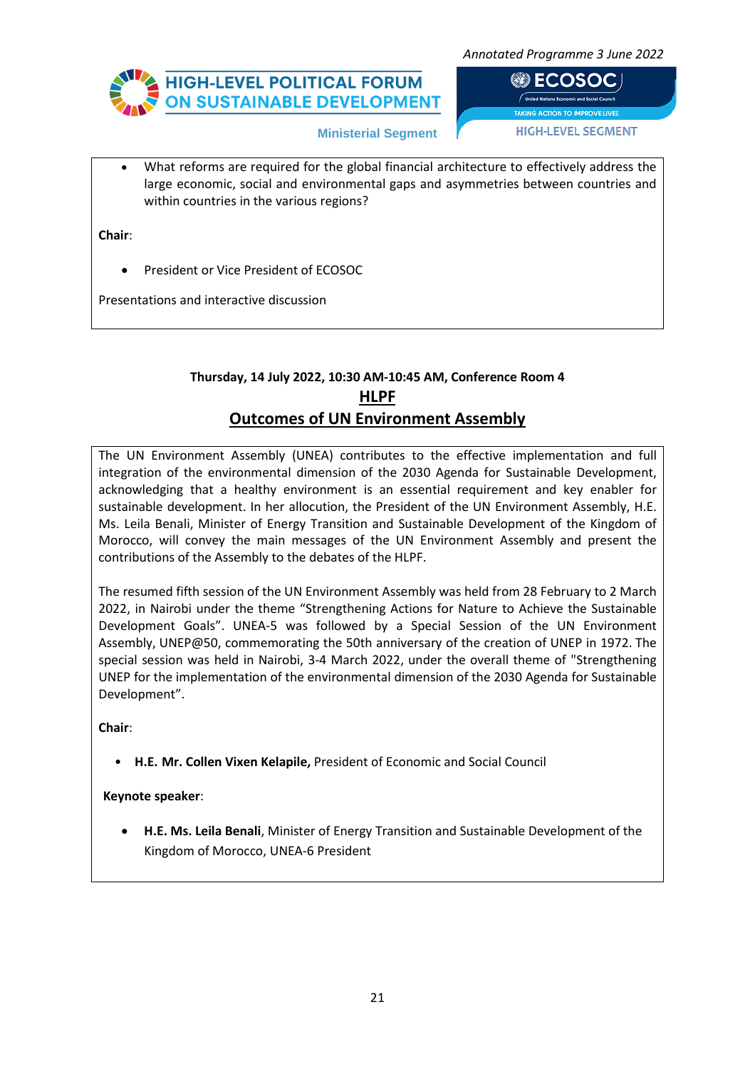- What reforms are required for the global financial architecture to effectively address the large economic, social and environmental gaps and asymmetries between countries and within countries in the various regions?

**Chair**:

- President or Vice President of ECOSOC

Presentations and interactive discussion

**Thursday, 14 July 2022, 10:30 AM-10:45 AM, Conference Room 4**

## HLPF

## Outcomes of UN Environment Assembly

The UN Environment Assembly (UNEA) contributes to the effective implementation and full integration of the environmental dimension of the 2030 Agenda for Sustainable Development, acknowledging that a healthy environment is an essential requirement and key enabler for sustainable development. In her allocution, the President of the UN Environment Assembly, H.E. Ms. Leila Benali, Minister of Energy Transition and Sustainable Development of the Kingdom of Morocco, will convey the main messages of the UN Environment Assembly and present the contributions of the Assembly to the debates of the HLPF.

The resumed fifth session of the UN Environment Assembly was held from 28 February to 2 March 2022, in Nairobi under the theme "Strengthening Actions for Nature to Achieve the Sustainable Development Goals". UNEA-5 was followed by a Special Session of the UN Environment Assembly, UNEP@50, commemorating the 50th anniversary of the creation of UNEP in 1972. The special session was held in Nairobi, 3-4 March 2022, under the overall theme of "Strengthening UNEP for the implementation of the environmental dimension of the 2030 Agenda for Sustainable Development".

**Chair**:

- **H.E. Mr. Collen Vixen Kelapile,** President of Economic and Social Council

**Keynote speaker**:

- **H.E. Ms. Leila Benali**, Minister of Energy Transition and Sustainable Development of the Kingdom of Morocco, UNEA-6 President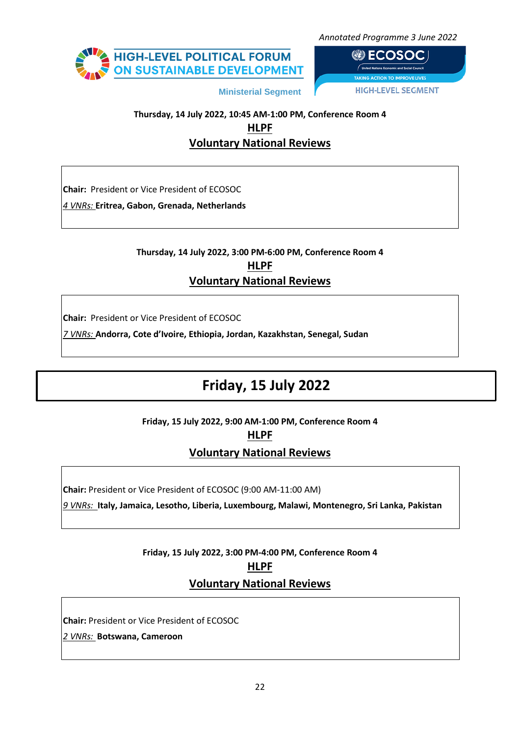Thursday, 14 July 2022, 10:45 AM-1:00 PM, Conference Room 4

**HLPF**

**Voluntary National Reviews**

**Chair:** President or Vice President of ECOSOC

*4 VNRs:* **Eritrea, Gabon, Grenada, Netherlands**

Thursday, 14 July 2022, 3:00 PM-6:00 PM, Conference Room 4

**HLPF**

**Voluntary National Reviews**

**Chair:** President or Vice President of ECOSOC

*7 VNRs:* **Andorra, Cote d'Ivoire, Ethiopia, Jordan, Kazakhstan, Senegal, Sudan**

# Friday, 15 July 2022

Friday, 15 July 2022, 9:00 AM-1:00 PM, Conference Room 4

**HLPF**

**Voluntary National Reviews**

**Chair:** President or Vice President of ECOSOC (9:00 AM-11:00 AM)

*9 VNRs:* **Italy, Jamaica, Lesotho, Liberia, Luxembourg, Malawi, Montenegro, Sri Lanka, Pakistan**

Friday, 15 July 2022, 3:00 PM-4:00 PM, Conference Room 4

**HLPF**

**Voluntary National Reviews**

**Chair:** President or Vice President of ECOSOC

*2 VNRs:* **Botswana, Cameroon**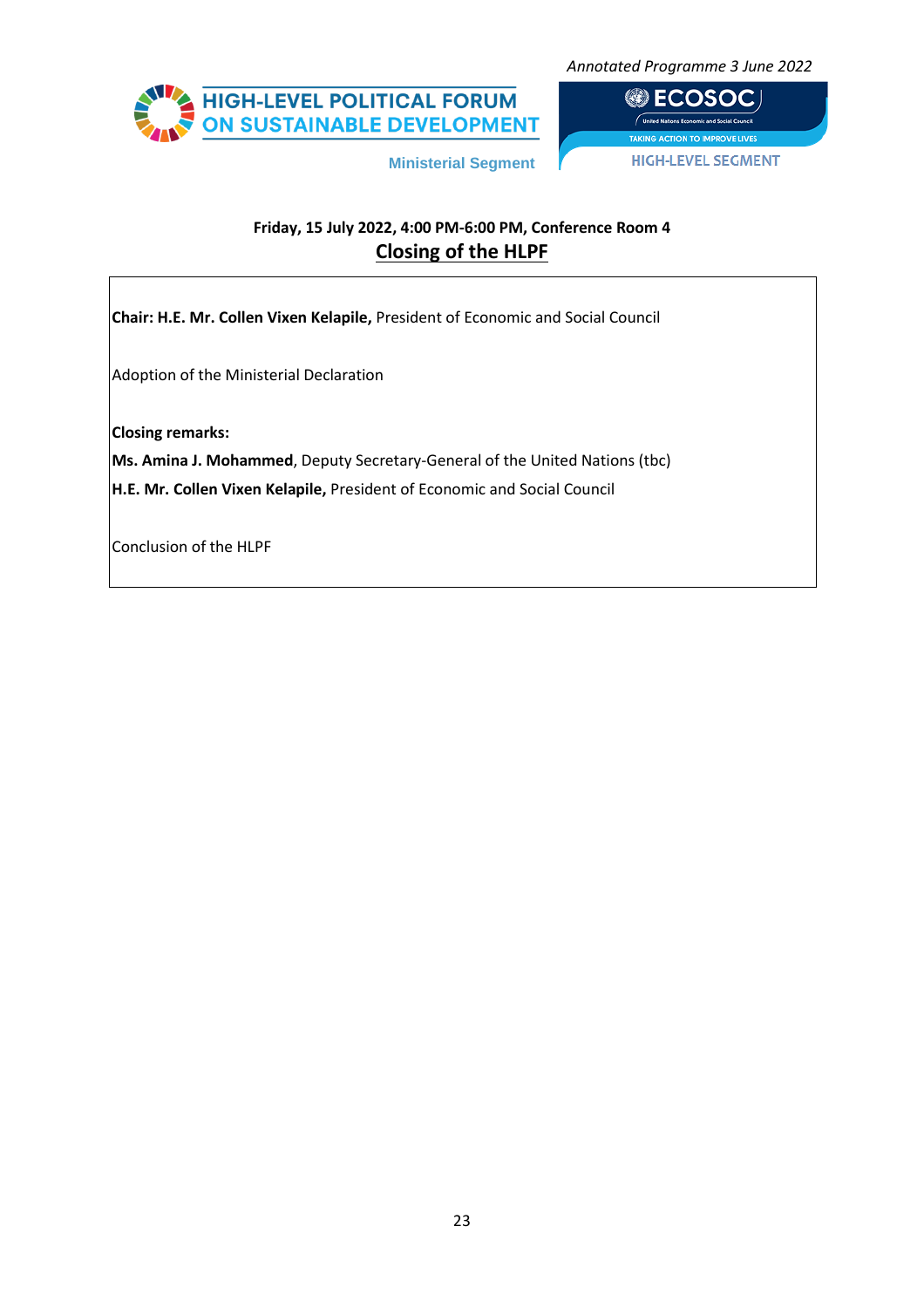**Friday, 15 July 2022, 4:00 PM-6:00 PM, Conference Room 4**

## Closing of the HLPF

**Chair: H.E. Mr. Collen Vixen Kelapile,** President of Economic and Social Council

Adoption of the Ministerial Declaration

**Closing remarks:**

**Ms. Amina J. Mohammed**, Deputy Secretary-General of the United Nations (tbc)

**H.E. Mr. Collen Vixen Kelapile,** President of Economic and Social Council

Conclusion of the HLPF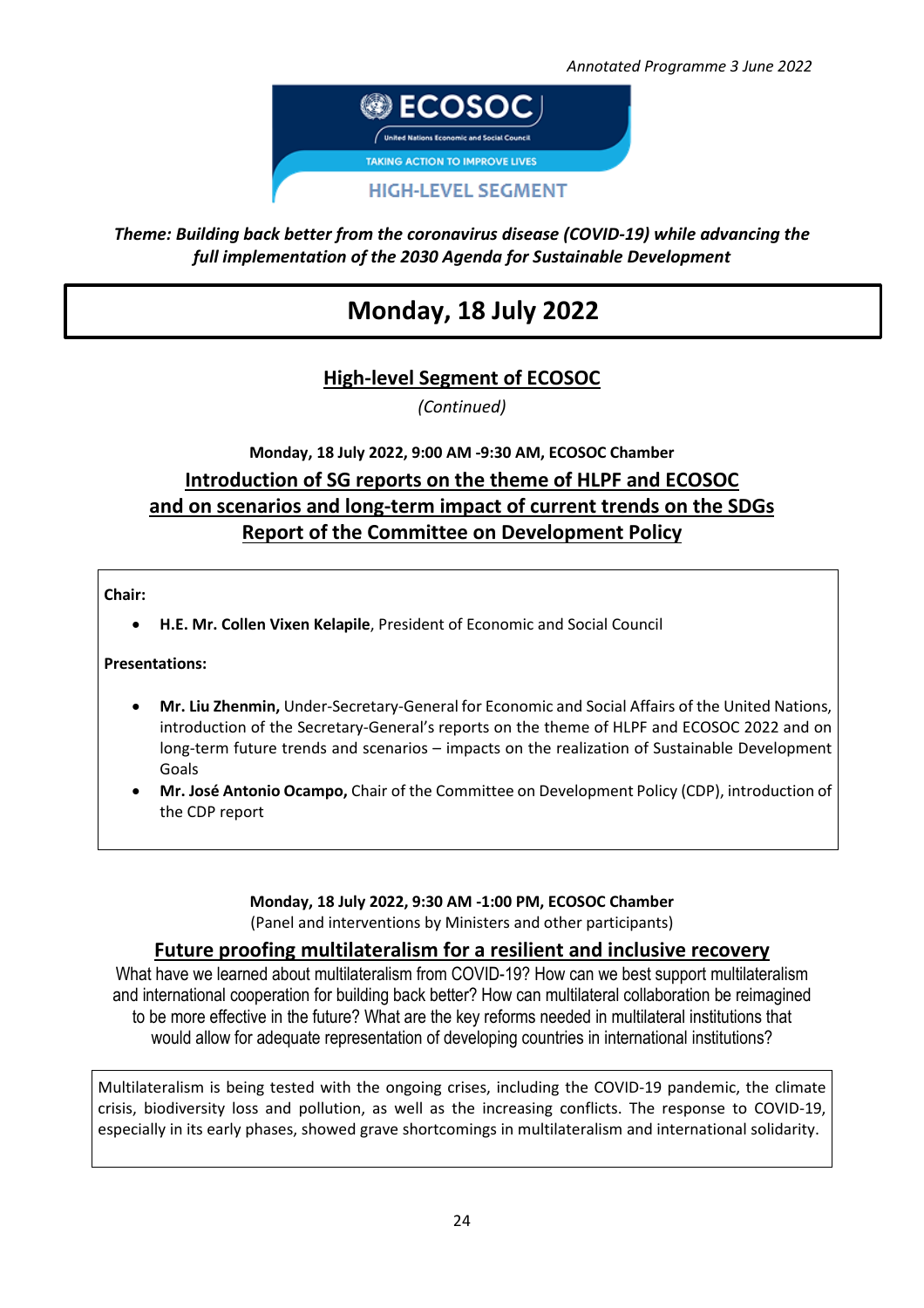*Theme: Building back better from the coronavirus disease (COVID-19) while advancing the full implementation of the 2030 Agenda for Sustainable Development*

# Monday, 18 July 2022

## High-level Segment of ECOSOC

*(Continued)*

**Monday, 18 July 2022, 9:00 AM -9:30 AM, ECOSOC Chamber**

### Introduction of SG reports on the theme of HLPF and ECOSOC and on scenarios and long-term impact of current trends on the SDGs Report of the Committee on Development Policy

**Chair:**

- **H.E. Mr. Collen Vixen Kelapile**, President of Economic and Social Council

**Presentations:**

- **Mr. Liu Zhenmin,** Under-Secretary-General for Economic and Social Affairs of the United Nations, introduction of the Secretary-General's reports on the theme of HLPF and ECOSOC 2022 and on long-term future trends and scenarios – impacts on the realization of Sustainable Development Goals
- **Mr. José Antonio Ocampo,** Chair of the Committee on Development Policy (CDP), introduction of the CDP report

**Monday, 18 July 2022, 9:30 AM -1:00 PM, ECOSOC Chamber**

(Panel and interventions by Ministers and other participants)

### Future proofing multilateralism for a resilient and inclusive recovery

What have we learned about multilateralism from COVID-19? How can we best support multilateralism and international cooperation for building back better? How can multilateral collaboration be reimagined to be more effective in the future? What are the key reforms needed in multilateral institutions that would allow for adequate representation of developing countries in international institutions?

Multilateralism is being tested with the ongoing crises, including the COVID-19 pandemic, the climate crisis, biodiversity loss and pollution, as well as the increasing conflicts. The response to COVID-19, especially in its early phases, showed grave shortcomings in multilateralism and international solidarity.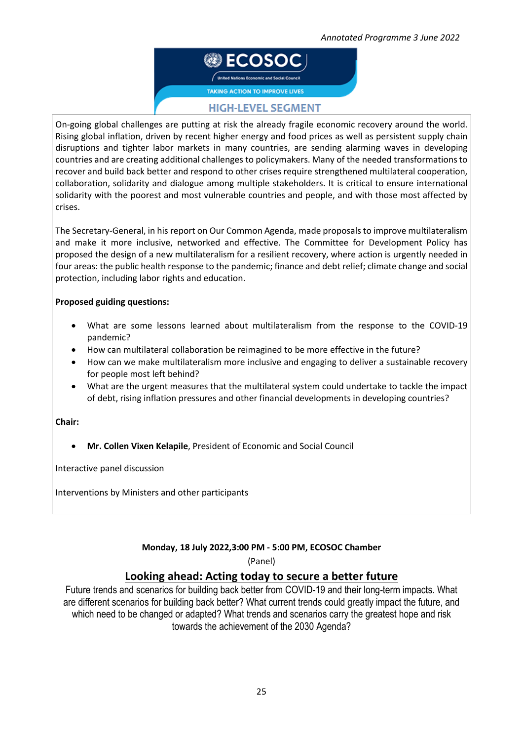On-going global challenges are putting at risk the already fragile economic recovery around the world. Rising global inflation, driven by recent higher energy and food prices as well as persistent supply chain disruptions and tighter labor markets in many countries, are sending alarming waves in developing countries and are creating additional challenges to policymakers. Many of the needed transformations to recover and build back better and respond to other crises require strengthened multilateral cooperation, collaboration, solidarity and dialogue among multiple stakeholders. It is critical to ensure international solidarity with the poorest and most vulnerable countries and people, and with those most affected by crises.

The Secretary-General, in his report on Our Common Agenda, made proposals to improve multilateralism and make it more inclusive, networked and effective. The Committee for Development Policy has proposed the design of a new multilateralism for a resilient recovery, where action is urgently needed in four areas: the public health response to the pandemic; finance and debt relief; climate change and social protection, including labor rights and education.

**Proposed guiding questions:**

- What are some lessons learned about multilateralism from the response to the COVID-19 pandemic?
- How can multilateral collaboration be reimagined to be more effective in the future?
- How can we make multilateralism more inclusive and engaging to deliver a sustainable recovery for people most left behind?
- What are the urgent measures that the multilateral system could undertake to tackle the impact of debt, rising inflation pressures and other financial developments in developing countries?

**Chair:**

- **Mr. Collen Vixen Kelapile**, President of Economic and Social Council

Interactive panel discussion

Interventions by Ministers and other participants

**Monday, 18 July 2022,3:00 PM - 5:00 PM, ECOSOC Chamber**

(Panel)

## Looking ahead: Acting today to secure a better future

Future trends and scenarios for building back better from COVID-19 and their long-term impacts. What are different scenarios for building back better? What current trends could greatly impact the future, and which need to be changed or adapted? What trends and scenarios carry the greatest hope and risk towards the achievement of the 2030 Agenda?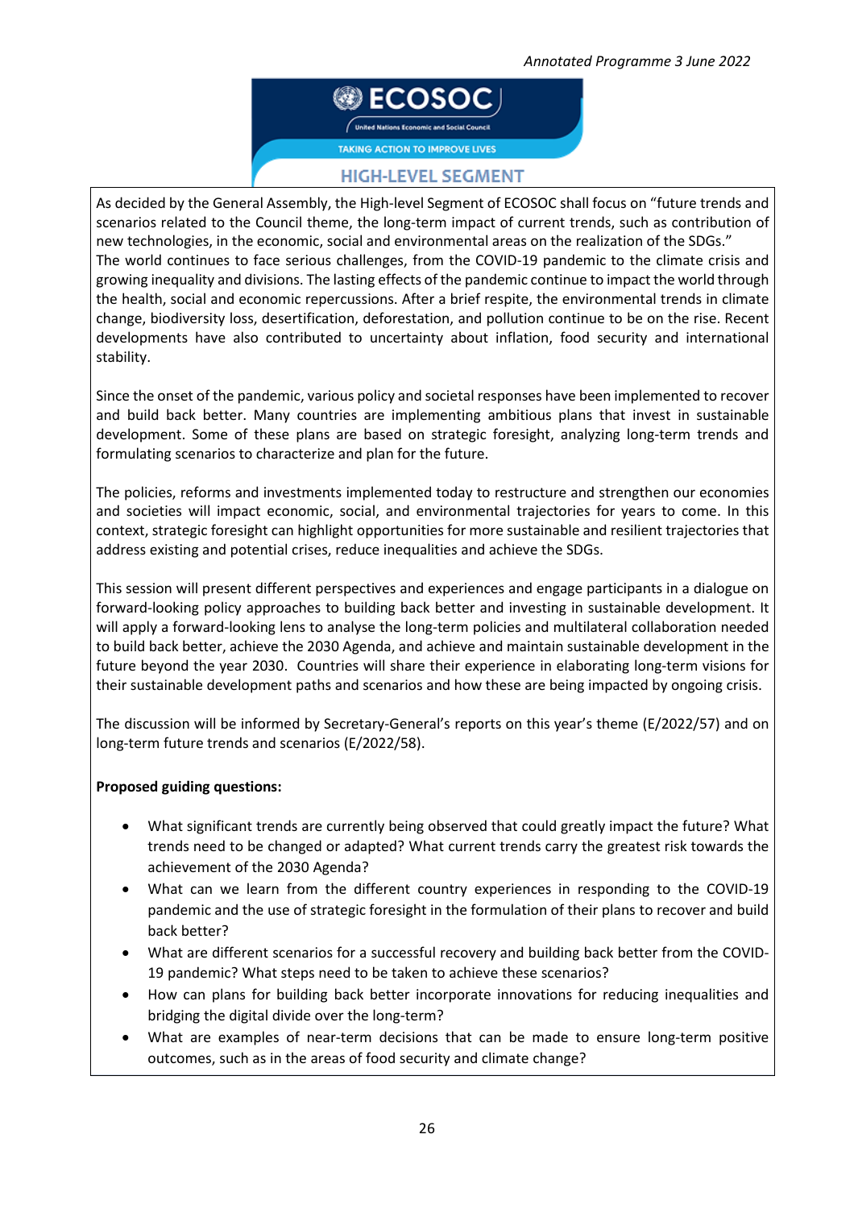# HIGH-LEVEL SEGMENT

As decided by the General Assembly, the High-level Segment of ECOSOC shall focus on "future trends and scenarios related to the Council theme, the long-term impact of current trends, such as contribution of new technologies, in the economic, social and environmental areas on the realization of the SDGs."
The world continues to face serious challenges, from the COVID-19 pandemic to the climate crisis and growing inequality and divisions. The lasting effects of the pandemic continue to impact the world through the health, social and economic repercussions. After a brief respite, the environmental trends in climate change, biodiversity loss, desertification, deforestation, and pollution continue to be on the rise. Recent developments have also contributed to uncertainty about inflation, food security and international stability.

Since the onset of the pandemic, various policy and societal responses have been implemented to recover and build back better. Many countries are implementing ambitious plans that invest in sustainable development. Some of these plans are based on strategic foresight, analyzing long-term trends and formulating scenarios to characterize and plan for the future.

The policies, reforms and investments implemented today to restructure and strengthen our economies and societies will impact economic, social, and environmental trajectories for years to come. In this context, strategic foresight can highlight opportunities for more sustainable and resilient trajectories that address existing and potential crises, reduce inequalities and achieve the SDGs.

This session will present different perspectives and experiences and engage participants in a dialogue on forward-looking policy approaches to building back better and investing in sustainable development. It will apply a forward-looking lens to analyse the long-term policies and multilateral collaboration needed to build back better, achieve the 2030 Agenda, and achieve and maintain sustainable development in the future beyond the year 2030. Countries will share their experience in elaborating long-term visions for their sustainable development paths and scenarios and how these are being impacted by ongoing crisis.

The discussion will be informed by Secretary-General's reports on this year's theme (E/2022/57) and on long-term future trends and scenarios (E/2022/58).

**Proposed guiding questions:**

- What significant trends are currently being observed that could greatly impact the future? What trends need to be changed or adapted? What current trends carry the greatest risk towards the achievement of the 2030 Agenda?
- What can we learn from the different country experiences in responding to the COVID-19 pandemic and the use of strategic foresight in the formulation of their plans to recover and build back better?
- What are different scenarios for a successful recovery and building back better from the COVID-19 pandemic? What steps need to be taken to achieve these scenarios?
- How can plans for building back better incorporate innovations for reducing inequalities and bridging the digital divide over the long-term?
- What are examples of near-term decisions that can be made to ensure long-term positive outcomes, such as in the areas of food security and climate change?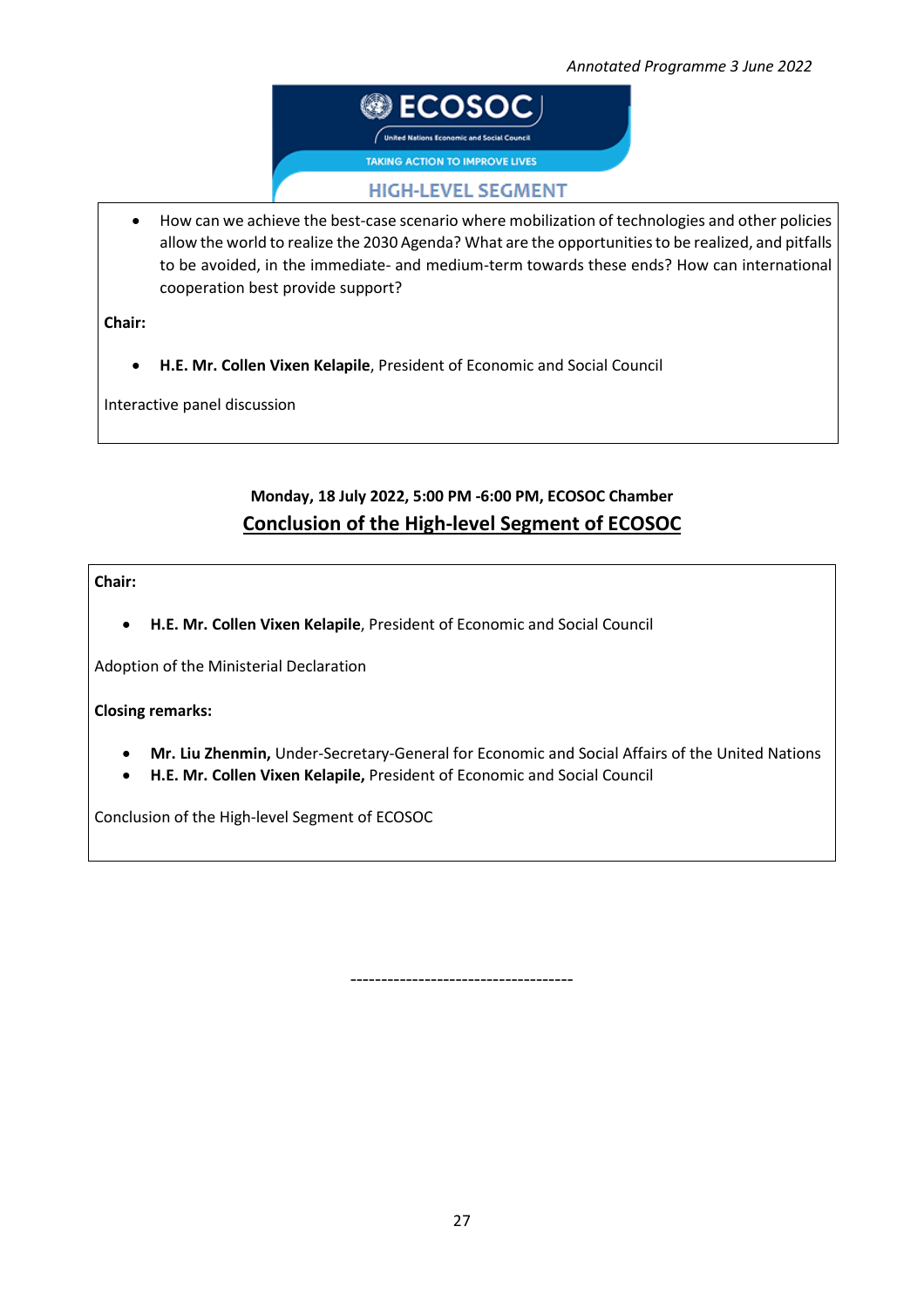- How can we achieve the best-case scenario where mobilization of technologies and other policies allow the world to realize the 2030 Agenda? What are the opportunities to be realized, and pitfalls to be avoided, in the immediate- and medium-term towards these ends? How can international cooperation best provide support?

**Chair:**

- **H.E. Mr. Collen Vixen Kelapile**, President of Economic and Social Council

Interactive panel discussion

**Monday, 18 July 2022, 5:00 PM -6:00 PM, ECOSOC Chamber**

## Conclusion of the High-level Segment of ECOSOC

**Chair:**

- **H.E. Mr. Collen Vixen Kelapile**, President of Economic and Social Council

Adoption of the Ministerial Declaration

**Closing remarks:**

- **Mr. Liu Zhenmin,** Under-Secretary-General for Economic and Social Affairs of the United Nations
- **H.E. Mr. Collen Vixen Kelapile,** President of Economic and Social Council

Conclusion of the High-level Segment of ECOSOC

------------------------------------